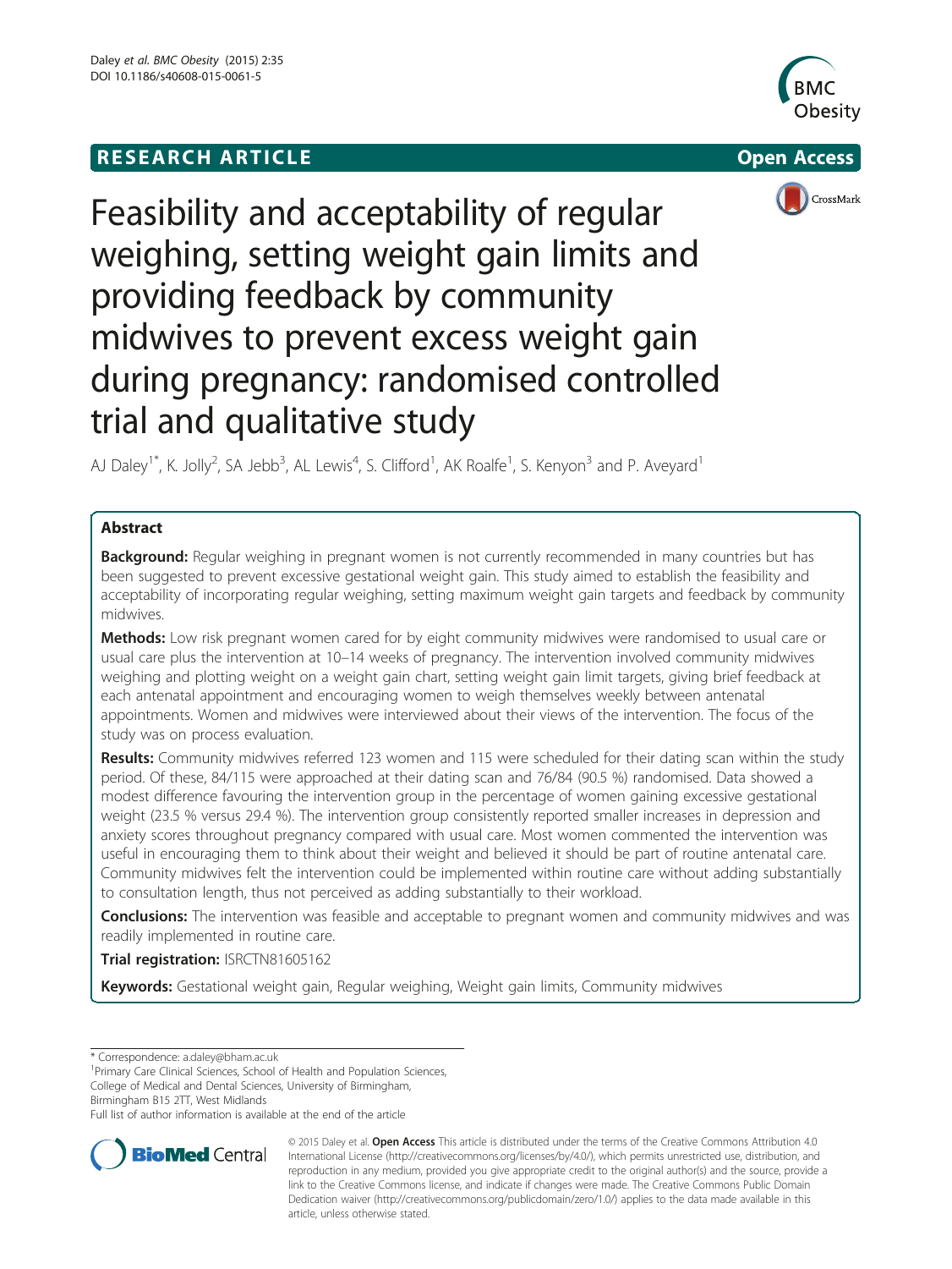**RESEARCH ARTICLE** **Open Access**

# Feasibility and acceptability of regular weighing, setting weight gain limits and providing feedback by community midwives to prevent excess weight gain during pregnancy: randomised controlled trial and qualitative study

AJ Daley[1*], K. Jolly[2], SA Jebb[3], AL Lewis[4], S. Clifford[1], AK Roalfe[1], S. Kenyon[3] and P. Aveyard[1]

## Abstract

**Background:** Regular weighing in pregnant women is not currently recommended in many countries but has been suggested to prevent excessive gestational weight gain. This study aimed to establish the feasibility and acceptability of incorporating regular weighing, setting maximum weight gain targets and feedback by community midwives.

**Methods:** Low risk pregnant women cared for by eight community midwives were randomised to usual care or usual care plus the intervention at 10–14 weeks of pregnancy. The intervention involved community midwives weighing and plotting weight on a weight gain chart, setting weight gain limit targets, giving brief feedback at each antenatal appointment and encouraging women to weigh themselves weekly between antenatal appointments. Women and midwives were interviewed about their views of the intervention. The focus of the study was on process evaluation.

**Results:** Community midwives referred 123 women and 115 were scheduled for their dating scan within the study period. Of these, 84/115 were approached at their dating scan and 76/84 (90.5 %) randomised. Data showed a modest difference favouring the intervention group in the percentage of women gaining excessive gestational weight (23.5 % versus 29.4 %). The intervention group consistently reported smaller increases in depression and anxiety scores throughout pregnancy compared with usual care. Most women commented the intervention was useful in encouraging them to think about their weight and believed it should be part of routine antenatal care. Community midwives felt the intervention could be implemented within routine care without adding substantially to consultation length, thus not perceived as adding substantially to their workload.

**Conclusions:** The intervention was feasible and acceptable to pregnant women and community midwives and was readily implemented in routine care.

**Trial registration:** ISRCTN81605162

**Keywords:** Gestational weight gain, Regular weighing, Weight gain limits, Community midwives

---

* Correspondence: a.daley@bham.ac.uk
[1]Primary Care Clinical Sciences, School of Health and Population Sciences, College of Medical and Dental Sciences, University of Birmingham, Birmingham B15 2TT, West Midlands
Full list of author information is available at the end of the article

© 2015 Daley et al. **Open Access** This article is distributed under the terms of the Creative Commons Attribution 4.0 International License (http://creativecommons.org/licenses/by/4.0/), which permits unrestricted use, distribution, and reproduction in any medium, provided you give appropriate credit to the original author(s) and the source, provide a link to the Creative Commons license, and indicate if changes were made. The Creative Commons Public Domain Dedication waiver (http://creativecommons.org/publicdomain/zero/1.0/) applies to the data made available in this article, unless otherwise stated.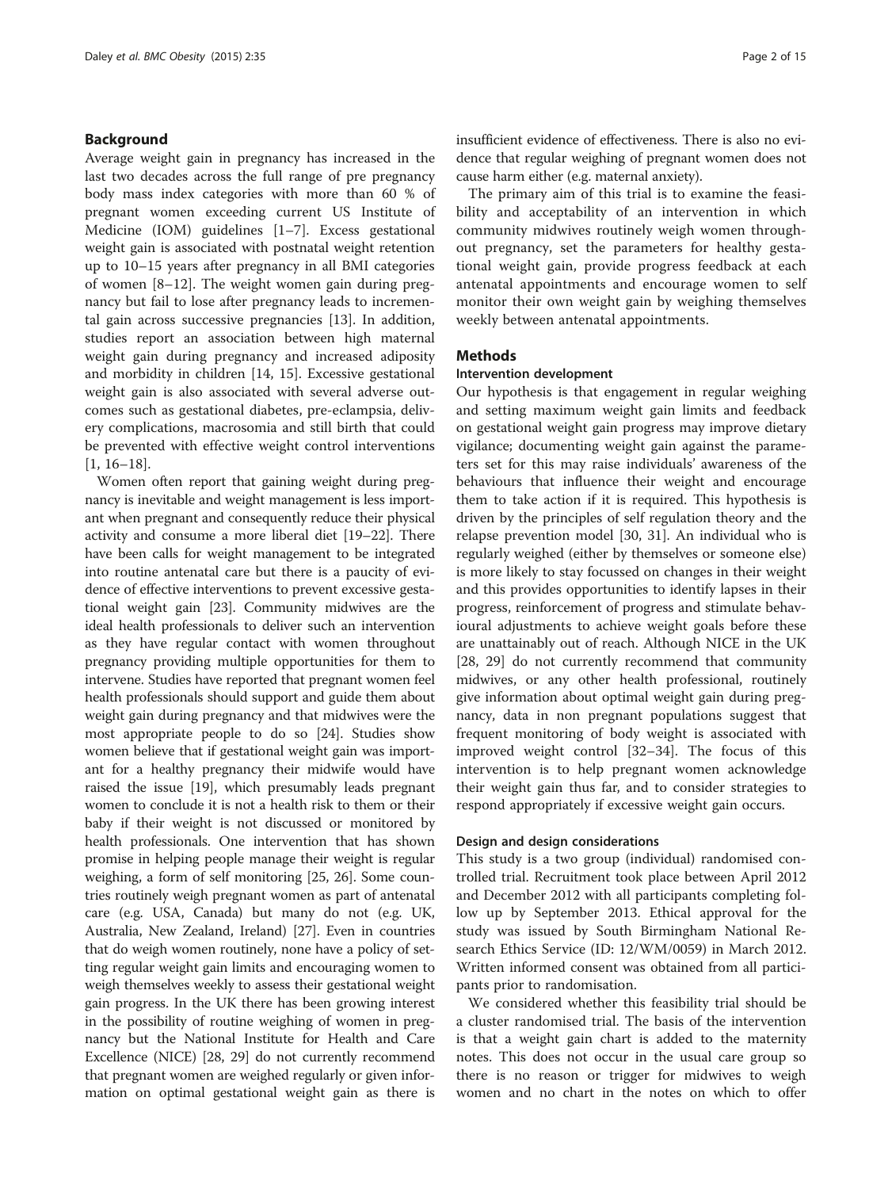## Background

Average weight gain in pregnancy has increased in the last two decades across the full range of pre pregnancy body mass index categories with more than 60 % of pregnant women exceeding current US Institute of Medicine (IOM) guidelines [1–7]. Excess gestational weight gain is associated with postnatal weight retention up to 10–15 years after pregnancy in all BMI categories of women [8–12]. The weight women gain during pregnancy but fail to lose after pregnancy leads to incremental gain across successive pregnancies [13]. In addition, studies report an association between high maternal weight gain during pregnancy and increased adiposity and morbidity in children [14, 15]. Excessive gestational weight gain is also associated with several adverse outcomes such as gestational diabetes, pre-eclampsia, delivery complications, macrosomia and still birth that could be prevented with effective weight control interventions [1, 16–18].

Women often report that gaining weight during pregnancy is inevitable and weight management is less important when pregnant and consequently reduce their physical activity and consume a more liberal diet [19–22]. There have been calls for weight management to be integrated into routine antenatal care but there is a paucity of evidence of effective interventions to prevent excessive gestational weight gain [23]. Community midwives are the ideal health professionals to deliver such an intervention as they have regular contact with women throughout pregnancy providing multiple opportunities for them to intervene. Studies have reported that pregnant women feel health professionals should support and guide them about weight gain during pregnancy and that midwives were the most appropriate people to do so [24]. Studies show women believe that if gestational weight gain was important for a healthy pregnancy their midwife would have raised the issue [19], which presumably leads pregnant women to conclude it is not a health risk to them or their baby if their weight is not discussed or monitored by health professionals. One intervention that has shown promise in helping people manage their weight is regular weighing, a form of self monitoring [25, 26]. Some countries routinely weigh pregnant women as part of antenatal care (e.g. USA, Canada) but many do not (e.g. UK, Australia, New Zealand, Ireland) [27]. Even in countries that do weigh women routinely, none have a policy of setting regular weight gain limits and encouraging women to weigh themselves weekly to assess their gestational weight gain progress. In the UK there has been growing interest in the possibility of routine weighing of women in pregnancy but the National Institute for Health and Care Excellence (NICE) [28, 29] do not currently recommend that pregnant women are weighed regularly or given information on optimal gestational weight gain as there is insufficient evidence of effectiveness. There is also no evidence that regular weighing of pregnant women does not cause harm either (e.g. maternal anxiety).

The primary aim of this trial is to examine the feasibility and acceptability of an intervention in which community midwives routinely weigh women throughout pregnancy, set the parameters for healthy gestational weight gain, provide progress feedback at each antenatal appointments and encourage women to self monitor their own weight gain by weighing themselves weekly between antenatal appointments.

## Methods

### Intervention development

Our hypothesis is that engagement in regular weighing and setting maximum weight gain limits and feedback on gestational weight gain progress may improve dietary vigilance; documenting weight gain against the parameters set for this may raise individuals' awareness of the behaviours that influence their weight and encourage them to take action if it is required. This hypothesis is driven by the principles of self regulation theory and the relapse prevention model [30, 31]. An individual who is regularly weighed (either by themselves or someone else) is more likely to stay focussed on changes in their weight and this provides opportunities to identify lapses in their progress, reinforcement of progress and stimulate behavioural adjustments to achieve weight goals before these are unattainably out of reach. Although NICE in the UK [28, 29] do not currently recommend that community midwives, or any other health professional, routinely give information about optimal weight gain during pregnancy, data in non pregnant populations suggest that frequent monitoring of body weight is associated with improved weight control [32–34]. The focus of this intervention is to help pregnant women acknowledge their weight gain thus far, and to consider strategies to respond appropriately if excessive weight gain occurs.

### Design and design considerations

This study is a two group (individual) randomised controlled trial. Recruitment took place between April 2012 and December 2012 with all participants completing follow up by September 2013. Ethical approval for the study was issued by South Birmingham National Research Ethics Service (ID: 12/WM/0059) in March 2012. Written informed consent was obtained from all participants prior to randomisation.

We considered whether this feasibility trial should be a cluster randomised trial. The basis of the intervention is that a weight gain chart is added to the maternity notes. This does not occur in the usual care group so there is no reason or trigger for midwives to weigh women and no chart in the notes on which to offer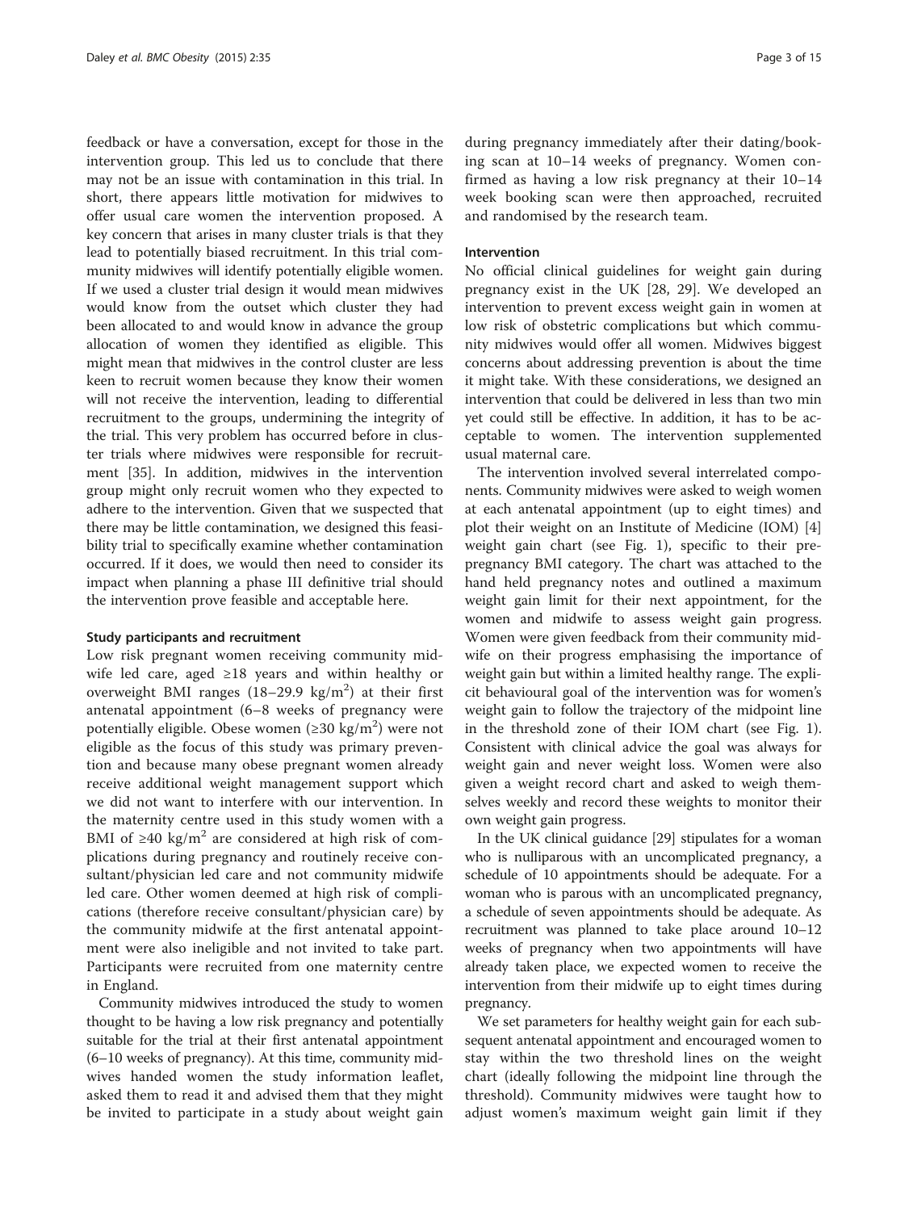feedback or have a conversation, except for those in the intervention group. This led us to conclude that there may not be an issue with contamination in this trial. In short, there appears little motivation for midwives to offer usual care women the intervention proposed. A key concern that arises in many cluster trials is that they lead to potentially biased recruitment. In this trial community midwives will identify potentially eligible women. If we used a cluster trial design it would mean midwives would know from the outset which cluster they had been allocated to and would know in advance the group allocation of women they identified as eligible. This might mean that midwives in the control cluster are less keen to recruit women because they know their women will not receive the intervention, leading to differential recruitment to the groups, undermining the integrity of the trial. This very problem has occurred before in cluster trials where midwives were responsible for recruitment [35]. In addition, midwives in the intervention group might only recruit women who they expected to adhere to the intervention. Given that we suspected that there may be little contamination, we designed this feasibility trial to specifically examine whether contamination occurred. If it does, we would then need to consider its impact when planning a phase III definitive trial should the intervention prove feasible and acceptable here.

### Study participants and recruitment

Low risk pregnant women receiving community midwife led care, aged ≥18 years and within healthy or overweight BMI ranges (18–29.9 kg/m$^2$) at their first antenatal appointment (6–8 weeks of pregnancy were potentially eligible. Obese women (≥30 kg/m$^2$) were not eligible as the focus of this study was primary prevention and because many obese pregnant women already receive additional weight management support which we did not want to interfere with our intervention. In the maternity centre used in this study women with a BMI of ≥40 kg/m$^2$ are considered at high risk of complications during pregnancy and routinely receive consultant/physician led care and not community midwife led care. Other women deemed at high risk of complications (therefore receive consultant/physician care) by the community midwife at the first antenatal appointment were also ineligible and not invited to take part. Participants were recruited from one maternity centre in England.

Community midwives introduced the study to women thought to be having a low risk pregnancy and potentially suitable for the trial at their first antenatal appointment (6–10 weeks of pregnancy). At this time, community midwives handed women the study information leaflet, asked them to read it and advised them that they might be invited to participate in a study about weight gain during pregnancy immediately after their dating/booking scan at 10–14 weeks of pregnancy. Women confirmed as having a low risk pregnancy at their 10–14 week booking scan were then approached, recruited and randomised by the research team.

### Intervention

No official clinical guidelines for weight gain during pregnancy exist in the UK [28, 29]. We developed an intervention to prevent excess weight gain in women at low risk of obstetric complications but which community midwives would offer all women. Midwives biggest concerns about addressing prevention is about the time it might take. With these considerations, we designed an intervention that could be delivered in less than two min yet could still be effective. In addition, it has to be acceptable to women. The intervention supplemented usual maternal care.

The intervention involved several interrelated components. Community midwives were asked to weigh women at each antenatal appointment (up to eight times) and plot their weight on an Institute of Medicine (IOM) [4] weight gain chart (see Fig. 1), specific to their prepregnancy BMI category. The chart was attached to the hand held pregnancy notes and outlined a maximum weight gain limit for their next appointment, for the women and midwife to assess weight gain progress. Women were given feedback from their community midwife on their progress emphasising the importance of weight gain but within a limited healthy range. The explicit behavioural goal of the intervention was for women's weight gain to follow the trajectory of the midpoint line in the threshold zone of their IOM chart (see Fig. 1). Consistent with clinical advice the goal was always for weight gain and never weight loss. Women were also given a weight record chart and asked to weigh themselves weekly and record these weights to monitor their own weight gain progress.

In the UK clinical guidance [29] stipulates for a woman who is nulliparous with an uncomplicated pregnancy, a schedule of 10 appointments should be adequate. For a woman who is parous with an uncomplicated pregnancy, a schedule of seven appointments should be adequate. As recruitment was planned to take place around 10–12 weeks of pregnancy when two appointments will have already taken place, we expected women to receive the intervention from their midwife up to eight times during pregnancy.

We set parameters for healthy weight gain for each subsequent antenatal appointment and encouraged women to stay within the two threshold lines on the weight chart (ideally following the midpoint line through the threshold). Community midwives were taught how to adjust women's maximum weight gain limit if they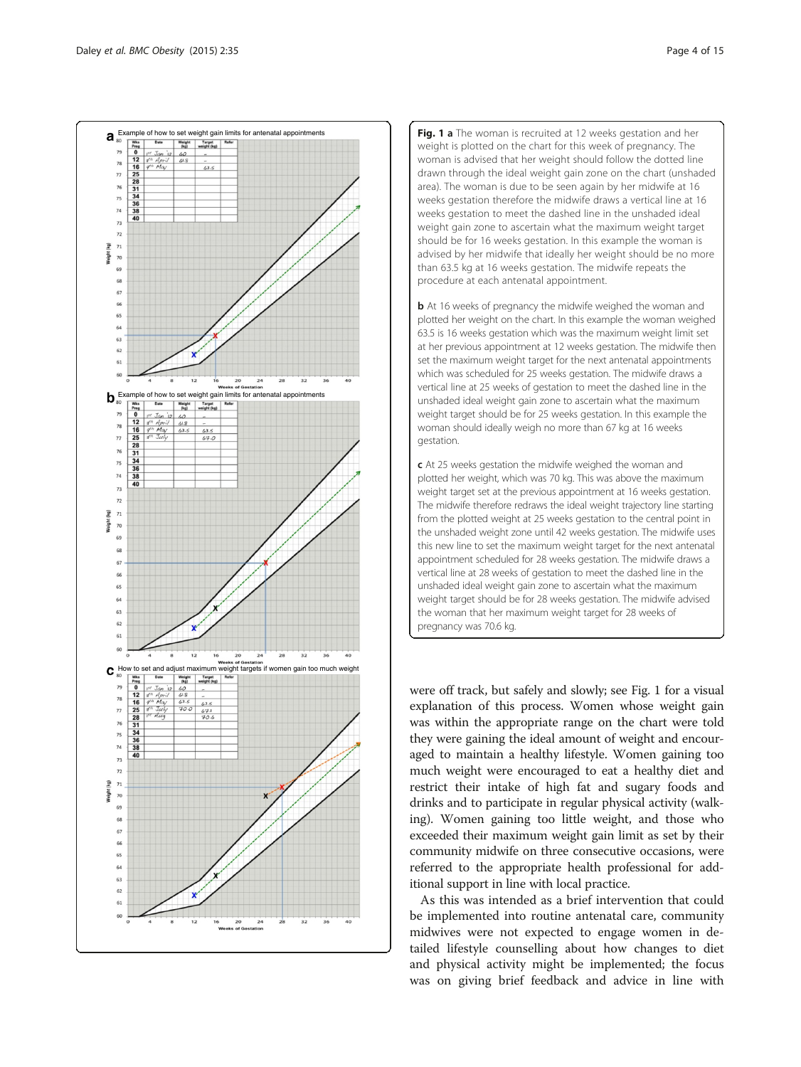**Fig. 1** **a** The woman is recruited at 12 weeks gestation and her weight is plotted on the chart for this week of pregnancy. The woman is advised that her weight should follow the dotted line drawn through the ideal weight gain zone on the chart (unshaded area). The woman is due to be seen again by her midwife at 16 weeks gestation therefore the midwife draws a vertical line at 16 weeks gestation to meet the dashed line in the unshaded ideal weight gain zone to ascertain what the maximum weight target should be for 16 weeks gestation. In this example the woman is advised by her midwife that ideally her weight should be no more than 63.5 kg at 16 weeks gestation. The midwife repeats the procedure at each antenatal appointment.

**b** At 16 weeks of pregnancy the midwife weighed the woman and plotted her weight on the chart. In this example the woman weighed 63.5 is 16 weeks gestation which was the maximum weight limit set at her previous appointment at 12 weeks gestation. The midwife then set the maximum weight target for the next antenatal appointments which was scheduled for 25 weeks gestation. The midwife draws a vertical line at 25 weeks of gestation to meet the dashed line in the unshaded ideal weight gain zone to ascertain what the maximum weight target should be for 25 weeks gestation. In this example the woman should ideally weigh no more than 67 kg at 16 weeks gestation.

**c** At 25 weeks gestation the midwife weighed the woman and plotted her weight, which was 70 kg. This was above the maximum weight target set at the previous appointment at 16 weeks gestation. The midwife therefore redraws the ideal weight trajectory line starting from the plotted weight at 25 weeks gestation to the central point in the unshaded weight zone until 42 weeks gestation. The midwife uses this new line to set the maximum weight target for the next antenatal appointment scheduled for 28 weeks gestation. The midwife draws a vertical line at 28 weeks of gestation to meet the dashed line in the unshaded ideal weight gain zone to ascertain what the maximum weight target should be for 28 weeks gestation. The midwife advised the woman that her maximum weight target for 28 weeks of pregnancy was 70.6 kg.

were off track, but safely and slowly; see Fig. 1 for a visual explanation of this process. Women whose weight gain was within the appropriate range on the chart were told they were gaining the ideal amount of weight and encouraged to maintain a healthy lifestyle. Women gaining too much weight were encouraged to eat a healthy diet and restrict their intake of high fat and sugary foods and drinks and to participate in regular physical activity (walking). Women gaining too little weight, and those who exceeded their maximum weight gain limit as set by their community midwife on three consecutive occasions, were referred to the appropriate health professional for additional support in line with local practice.

As this was intended as a brief intervention that could be implemented into routine antenatal care, community midwives were not expected to engage women in detailed lifestyle counselling about how changes to diet and physical activity might be implemented; the focus was on giving brief feedback and advice in line with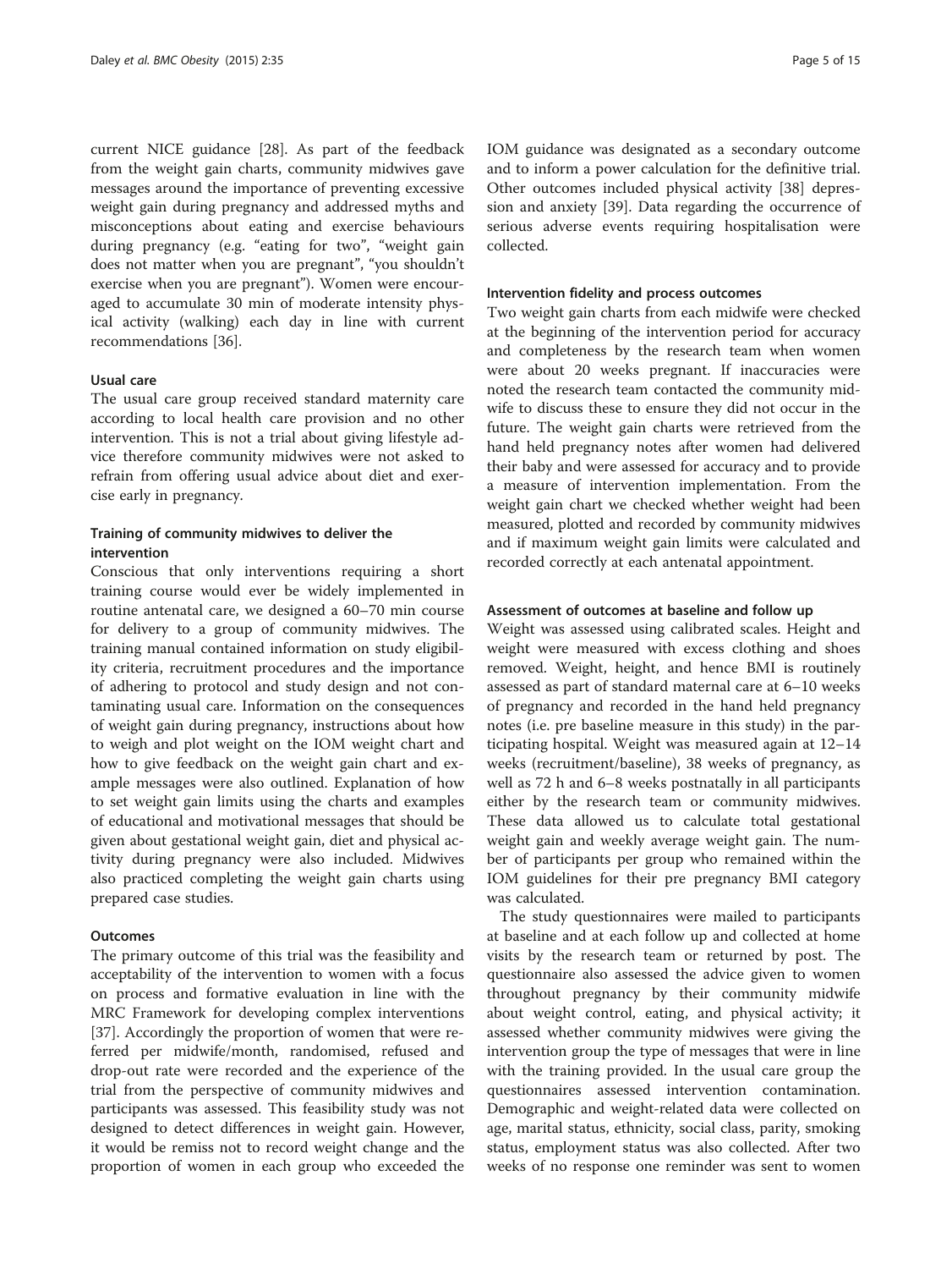current NICE guidance [28]. As part of the feedback from the weight gain charts, community midwives gave messages around the importance of preventing excessive weight gain during pregnancy and addressed myths and misconceptions about eating and exercise behaviours during pregnancy (e.g. "eating for two", "weight gain does not matter when you are pregnant", "you shouldn't exercise when you are pregnant"). Women were encouraged to accumulate 30 min of moderate intensity physical activity (walking) each day in line with current recommendations [36].

### Usual care

The usual care group received standard maternity care according to local health care provision and no other intervention. This is not a trial about giving lifestyle advice therefore community midwives were not asked to refrain from offering usual advice about diet and exercise early in pregnancy.

### Training of community midwives to deliver the intervention

Conscious that only interventions requiring a short training course would ever be widely implemented in routine antenatal care, we designed a 60–70 min course for delivery to a group of community midwives. The training manual contained information on study eligibility criteria, recruitment procedures and the importance of adhering to protocol and study design and not contaminating usual care. Information on the consequences of weight gain during pregnancy, instructions about how to weigh and plot weight on the IOM weight chart and how to give feedback on the weight gain chart and example messages were also outlined. Explanation of how to set weight gain limits using the charts and examples of educational and motivational messages that should be given about gestational weight gain, diet and physical activity during pregnancy were also included. Midwives also practiced completing the weight gain charts using prepared case studies.

### Outcomes

The primary outcome of this trial was the feasibility and acceptability of the intervention to women with a focus on process and formative evaluation in line with the MRC Framework for developing complex interventions [37]. Accordingly the proportion of women that were referred per midwife/month, randomised, refused and drop-out rate were recorded and the experience of the trial from the perspective of community midwives and participants was assessed. This feasibility study was not designed to detect differences in weight gain. However, it would be remiss not to record weight change and the proportion of women in each group who exceeded the IOM guidance was designated as a secondary outcome and to inform a power calculation for the definitive trial. Other outcomes included physical activity [38] depression and anxiety [39]. Data regarding the occurrence of serious adverse events requiring hospitalisation were collected.

### Intervention fidelity and process outcomes

Two weight gain charts from each midwife were checked at the beginning of the intervention period for accuracy and completeness by the research team when women were about 20 weeks pregnant. If inaccuracies were noted the research team contacted the community midwife to discuss these to ensure they did not occur in the future. The weight gain charts were retrieved from the hand held pregnancy notes after women had delivered their baby and were assessed for accuracy and to provide a measure of intervention implementation. From the weight gain chart we checked whether weight had been measured, plotted and recorded by community midwives and if maximum weight gain limits were calculated and recorded correctly at each antenatal appointment.

### Assessment of outcomes at baseline and follow up

Weight was assessed using calibrated scales. Height and weight were measured with excess clothing and shoes removed. Weight, height, and hence BMI is routinely assessed as part of standard maternal care at 6–10 weeks of pregnancy and recorded in the hand held pregnancy notes (i.e. pre baseline measure in this study) in the participating hospital. Weight was measured again at 12–14 weeks (recruitment/baseline), 38 weeks of pregnancy, as well as 72 h and 6–8 weeks postnatally in all participants either by the research team or community midwives. These data allowed us to calculate total gestational weight gain and weekly average weight gain. The number of participants per group who remained within the IOM guidelines for their pre pregnancy BMI category was calculated.

The study questionnaires were mailed to participants at baseline and at each follow up and collected at home visits by the research team or returned by post. The questionnaire also assessed the advice given to women throughout pregnancy by their community midwife about weight control, eating, and physical activity; it assessed whether community midwives were giving the intervention group the type of messages that were in line with the training provided. In the usual care group the questionnaires assessed intervention contamination. Demographic and weight-related data were collected on age, marital status, ethnicity, social class, parity, smoking status, employment status was also collected. After two weeks of no response one reminder was sent to women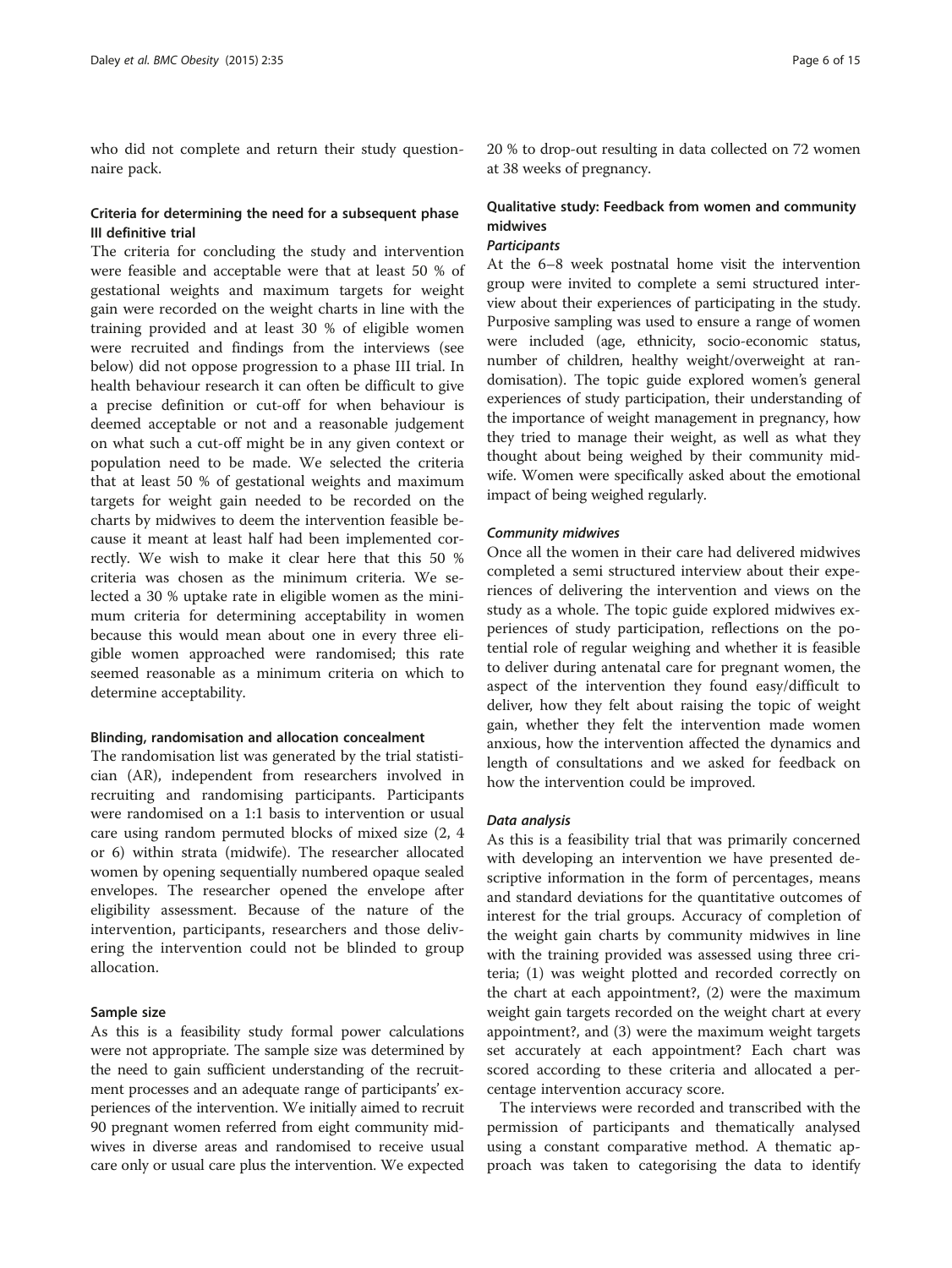who did not complete and return their study questionnaire pack.

### Criteria for determining the need for a subsequent phase III definitive trial

The criteria for concluding the study and intervention were feasible and acceptable were that at least 50 % of gestational weights and maximum targets for weight gain were recorded on the weight charts in line with the training provided and at least 30 % of eligible women were recruited and findings from the interviews (see below) did not oppose progression to a phase III trial. In health behaviour research it can often be difficult to give a precise definition or cut-off for when behaviour is deemed acceptable or not and a reasonable judgement on what such a cut-off might be in any given context or population need to be made. We selected the criteria that at least 50 % of gestational weights and maximum targets for weight gain needed to be recorded on the charts by midwives to deem the intervention feasible because it meant at least half had been implemented correctly. We wish to make it clear here that this 50 % criteria was chosen as the minimum criteria. We selected a 30 % uptake rate in eligible women as the minimum criteria for determining acceptability in women because this would mean about one in every three eligible women approached were randomised; this rate seemed reasonable as a minimum criteria on which to determine acceptability.

#### Blinding, randomisation and allocation concealment

The randomisation list was generated by the trial statistician (AR), independent from researchers involved in recruiting and randomising participants. Participants were randomised on a 1:1 basis to intervention or usual care using random permuted blocks of mixed size (2, 4 or 6) within strata (midwife). The researcher allocated women by opening sequentially numbered opaque sealed envelopes. The researcher opened the envelope after eligibility assessment. Because of the nature of the intervention, participants, researchers and those delivering the intervention could not be blinded to group allocation.

#### Sample size

As this is a feasibility study formal power calculations were not appropriate. The sample size was determined by the need to gain sufficient understanding of the recruitment processes and an adequate range of participants' experiences of the intervention. We initially aimed to recruit 90 pregnant women referred from eight community midwives in diverse areas and randomised to receive usual care only or usual care plus the intervention. We expected 20 % to drop-out resulting in data collected on 72 women at 38 weeks of pregnancy.

### Qualitative study: Feedback from women and community midwives

#### *Participants*

At the 6–8 week postnatal home visit the intervention group were invited to complete a semi structured interview about their experiences of participating in the study. Purposive sampling was used to ensure a range of women were included (age, ethnicity, socio-economic status, number of children, healthy weight/overweight at randomisation). The topic guide explored women's general experiences of study participation, their understanding of the importance of weight management in pregnancy, how they tried to manage their weight, as well as what they thought about being weighed by their community midwife. Women were specifically asked about the emotional impact of being weighed regularly.

#### *Community midwives*

Once all the women in their care had delivered midwives completed a semi structured interview about their experiences of delivering the intervention and views on the study as a whole. The topic guide explored midwives experiences of study participation, reflections on the potential role of regular weighing and whether it is feasible to deliver during antenatal care for pregnant women, the aspect of the intervention they found easy/difficult to deliver, how they felt about raising the topic of weight gain, whether they felt the intervention made women anxious, how the intervention affected the dynamics and length of consultations and we asked for feedback on how the intervention could be improved.

#### *Data analysis*

As this is a feasibility trial that was primarily concerned with developing an intervention we have presented descriptive information in the form of percentages, means and standard deviations for the quantitative outcomes of interest for the trial groups. Accuracy of completion of the weight gain charts by community midwives in line with the training provided was assessed using three criteria; (1) was weight plotted and recorded correctly on the chart at each appointment?, (2) were the maximum weight gain targets recorded on the weight chart at every appointment?, and (3) were the maximum weight targets set accurately at each appointment? Each chart was scored according to these criteria and allocated a percentage intervention accuracy score.

The interviews were recorded and transcribed with the permission of participants and thematically analysed using a constant comparative method. A thematic approach was taken to categorising the data to identify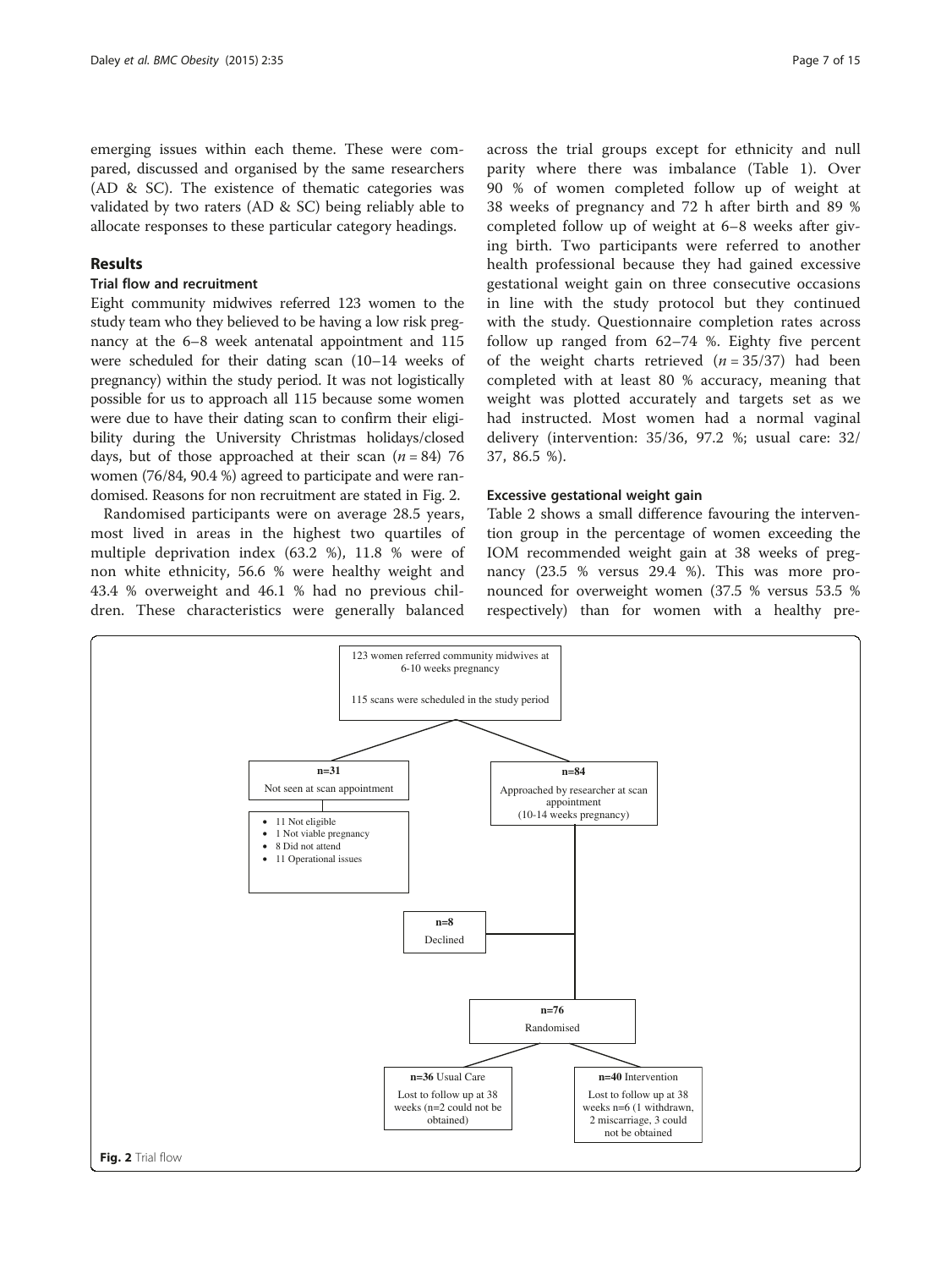emerging issues within each theme. These were compared, discussed and organised by the same researchers (AD & SC). The existence of thematic categories was validated by two raters (AD & SC) being reliably able to allocate responses to these particular category headings.

## Results

### Trial flow and recruitment

Eight community midwives referred 123 women to the study team who they believed to be having a low risk pregnancy at the 6–8 week antenatal appointment and 115 were scheduled for their dating scan (10–14 weeks of pregnancy) within the study period. It was not logistically possible for us to approach all 115 because some women were due to have their dating scan to confirm their eligibility during the University Christmas holidays/closed days, but of those approached at their scan (*n* = 84) 76 women (76/84, 90.4 %) agreed to participate and were randomised. Reasons for non recruitment are stated in Fig. 2.

Randomised participants were on average 28.5 years, most lived in areas in the highest two quartiles of multiple deprivation index (63.2 %), 11.8 % were of non white ethnicity, 56.6 % were healthy weight and 43.4 % overweight and 46.1 % had no previous children. These characteristics were generally balanced across the trial groups except for ethnicity and null parity where there was imbalance (Table 1). Over 90 % of women completed follow up of weight at 38 weeks of pregnancy and 72 h after birth and 89 % completed follow up of weight at 6–8 weeks after giving birth. Two participants were referred to another health professional because they had gained excessive gestational weight gain on three consecutive occasions in line with the study protocol but they continued with the study. Questionnaire completion rates across follow up ranged from 62–74 %. Eighty five percent of the weight charts retrieved (*n* = 35/37) had been completed with at least 80 % accuracy, meaning that weight was plotted accurately and targets set as we had instructed. Most women had a normal vaginal delivery (intervention: 35/36, 97.2 %; usual care: 32/37, 86.5 %).

### Excessive gestational weight gain

Table 2 shows a small difference favouring the intervention group in the percentage of women exceeding the IOM recommended weight gain at 38 weeks of pregnancy (23.5 % versus 29.4 %). This was more pronounced for overweight women (37.5 % versus 53.5 % respectively) than for women with a healthy pre-

123 women referred community midwives at 6-10 weeks pregnancy

115 scans were scheduled in the study period

**n=31**
Not seen at scan appointment

- 11 Not eligible
- 1 Not viable pregnancy
- 8 Did not attend
- 11 Operational issues

**n=84**
Approached by researcher at scan appointment (10-14 weeks pregnancy)

**n=8**
Declined

**n=76**
Randomised

**n=36** Usual Care
Lost to follow up at 38 weeks (n=2 could not be obtained)

**n=40** Intervention
Lost to follow up at 38 weeks n=6 (1 withdrawn, 2 miscarriage, 3 could not be obtained)

**Fig. 2** Trial flow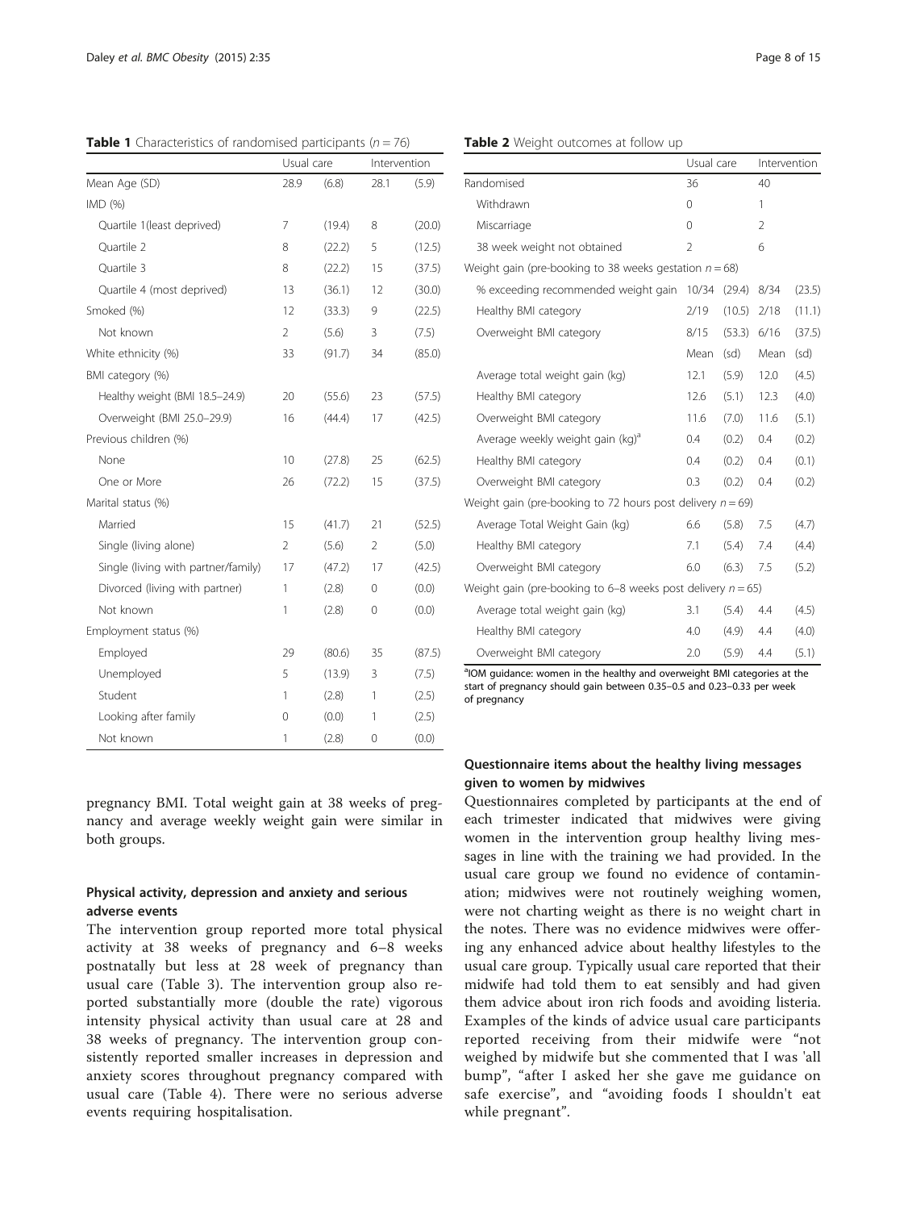**Table 1** Characteristics of randomised participants ($n = 76$)

| | Usual care | | Intervention | |
|---|---|---|---|---|
| Mean Age (SD) | 28.9 | (6.8) | 28.1 | (5.9) |
| IMD (%) | | | | |
| Quartile 1(least deprived) | 7 | (19.4) | 8 | (20.0) |
| Quartile 2 | 8 | (22.2) | 5 | (12.5) |
| Quartile 3 | 8 | (22.2) | 15 | (37.5) |
| Quartile 4 (most deprived) | 13 | (36.1) | 12 | (30.0) |
| Smoked (%) | 12 | (33.3) | 9 | (22.5) |
| Not known | 2 | (5.6) | 3 | (7.5) |
| White ethnicity (%) | 33 | (91.7) | 34 | (85.0) |
| BMI category (%) | | | | |
| Healthy weight (BMI 18.5–24.9) | 20 | (55.6) | 23 | (57.5) |
| Overweight (BMI 25.0–29.9) | 16 | (44.4) | 17 | (42.5) |
| Previous children (%) | | | | |
| None | 10 | (27.8) | 25 | (62.5) |
| One or More | 26 | (72.2) | 15 | (37.5) |
| Marital status (%) | | | | |
| Married | 15 | (41.7) | 21 | (52.5) |
| Single (living alone) | 2 | (5.6) | 2 | (5.0) |
| Single (living with partner/family) | 17 | (47.2) | 17 | (42.5) |
| Divorced (living with partner) | 1 | (2.8) | 0 | (0.0) |
| Not known | 1 | (2.8) | 0 | (0.0) |
| Employment status (%) | | | | |
| Employed | 29 | (80.6) | 35 | (87.5) |
| Unemployed | 5 | (13.9) | 3 | (7.5) |
| Student | 1 | (2.8) | 1 | (2.5) |
| Looking after family | 0 | (0.0) | 1 | (2.5) |
| Not known | 1 | (2.8) | 0 | (0.0) |

**Table 2** Weight outcomes at follow up

| | Usual care | | Intervention | |
|---|---|---|---|---|
| Randomised | 36 | | 40 | |
| Withdrawn | 0 | | 1 | |
| Miscarriage | 0 | | 2 | |
| 38 week weight not obtained | 2 | | 6 | |
| Weight gain (pre-booking to 38 weeks gestation $n = 68$) | | | | |
| % exceeding recommended weight gain | 10/34 | (29.4) | 8/34 | (23.5) |
| Healthy BMI category | 2/19 | (10.5) | 2/18 | (11.1) |
| Overweight BMI category | 8/15 | (53.3) | 6/16 | (37.5) |
| | Mean | (sd) | Mean | (sd) |
| Average total weight gain (kg) | 12.1 | (5.9) | 12.0 | (4.5) |
| Healthy BMI category | 12.6 | (5.1) | 12.3 | (4.0) |
| Overweight BMI category | 11.6 | (7.0) | 11.6 | (5.1) |
| Average weekly weight gain (kg)[a] | 0.4 | (0.2) | 0.4 | (0.2) |
| Healthy BMI category | 0.4 | (0.2) | 0.4 | (0.1) |
| Overweight BMI category | 0.3 | (0.2) | 0.4 | (0.2) |
| Weight gain (pre-booking to 72 hours post delivery $n = 69$) | | | | |
| Average Total Weight Gain (kg) | 6.6 | (5.8) | 7.5 | (4.7) |
| Healthy BMI category | 7.1 | (5.4) | 7.4 | (4.4) |
| Overweight BMI category | 6.0 | (6.3) | 7.5 | (5.2) |
| Weight gain (pre-booking to 6–8 weeks post delivery $n = 65$) | | | | |
| Average total weight gain (kg) | 3.1 | (5.4) | 4.4 | (4.5) |
| Healthy BMI category | 4.0 | (4.9) | 4.4 | (4.0) |
| Overweight BMI category | 2.0 | (5.9) | 4.4 | (5.1) |

[a]IOM guidance: women in the healthy and overweight BMI categories at the start of pregnancy should gain between 0.35–0.5 and 0.23–0.33 per week of pregnancy

pregnancy BMI. Total weight gain at 38 weeks of pregnancy and average weekly weight gain were similar in both groups.

### Physical activity, depression and anxiety and serious adverse events

The intervention group reported more total physical activity at 38 weeks of pregnancy and 6–8 weeks postnatally but less at 28 week of pregnancy than usual care (Table 3). The intervention group also reported substantially more (double the rate) vigorous intensity physical activity than usual care at 28 and 38 weeks of pregnancy. The intervention group consistently reported smaller increases in depression and anxiety scores throughout pregnancy compared with usual care (Table 4). There were no serious adverse events requiring hospitalisation.

### Questionnaire items about the healthy living messages given to women by midwives

Questionnaires completed by participants at the end of each trimester indicated that midwives were giving women in the intervention group healthy living messages in line with the training we had provided. In the usual care group we found no evidence of contamination; midwives were not routinely weighing women, were not charting weight as there is no weight chart in the notes. There was no evidence midwives were offering any enhanced advice about healthy lifestyles to the usual care group. Typically usual care reported that their midwife had told them to eat sensibly and had given them advice about iron rich foods and avoiding listeria. Examples of the kinds of advice usual care participants reported receiving from their midwife were "not weighed by midwife but she commented that I was 'all bump", "after I asked her she gave me guidance on safe exercise", and "avoiding foods I shouldn't eat while pregnant".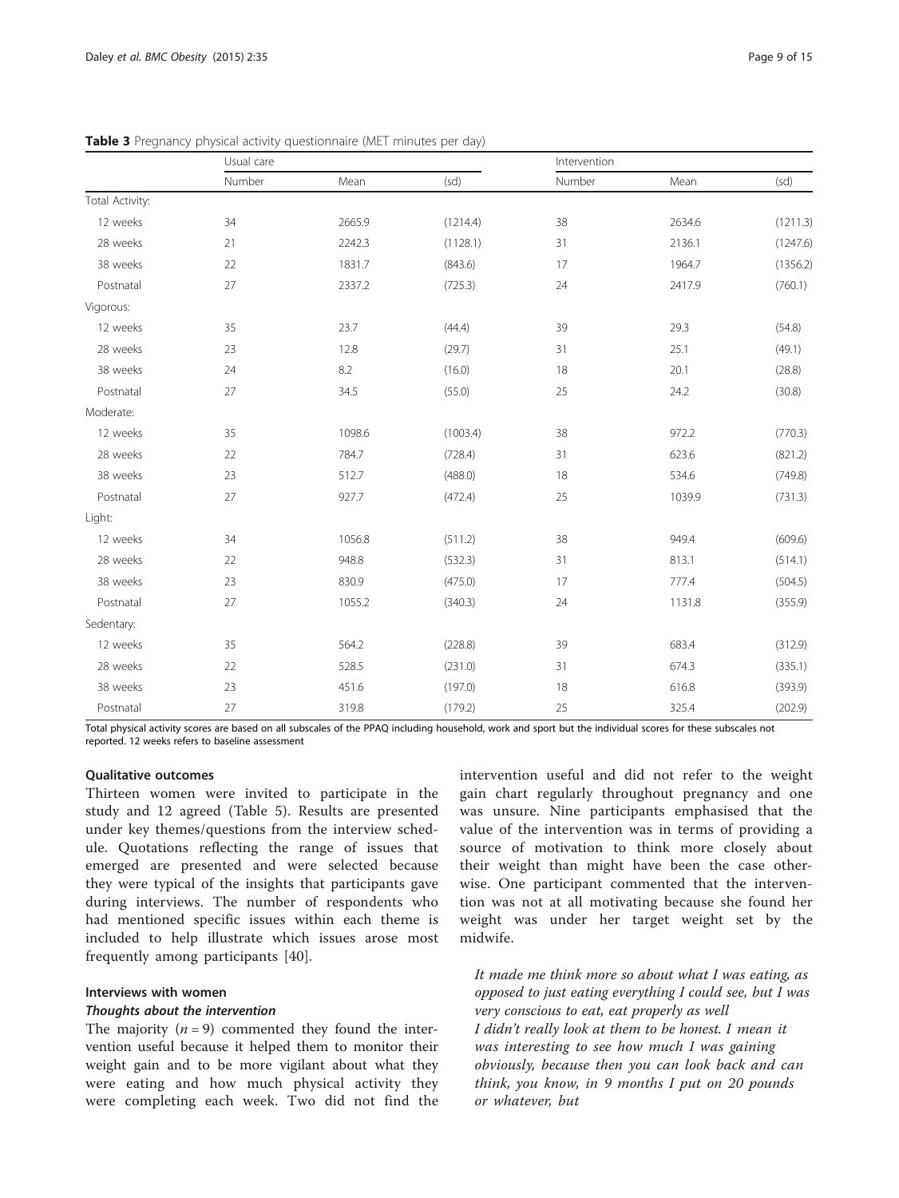**Table 3** Pregnancy physical activity questionnaire (MET minutes per day)

| | Usual care | | | Intervention | | |
|---|---|---|---|---|---|---|
| | Number | Mean | (sd) | Number | Mean | (sd) |
| Total Activity: | | | | | | |
| 12 weeks | 34 | 2665.9 | (1214.4) | 38 | 2634.6 | (1211.3) |
| 28 weeks | 21 | 2242.3 | (1128.1) | 31 | 2136.1 | (1247.6) |
| 38 weeks | 22 | 1831.7 | (843.6) | 17 | 1964.7 | (1356.2) |
| Postnatal | 27 | 2337.2 | (725.3) | 24 | 2417.9 | (760.1) |
| Vigorous: | | | | | | |
| 12 weeks | 35 | 23.7 | (44.4) | 39 | 29.3 | (54.8) |
| 28 weeks | 23 | 12.8 | (29.7) | 31 | 25.1 | (49.1) |
| 38 weeks | 24 | 8.2 | (16.0) | 18 | 20.1 | (28.8) |
| Postnatal | 27 | 34.5 | (55.0) | 25 | 24.2 | (30.8) |
| Moderate: | | | | | | |
| 12 weeks | 35 | 1098.6 | (1003.4) | 38 | 972.2 | (770.3) |
| 28 weeks | 22 | 784.7 | (728.4) | 31 | 623.6 | (821.2) |
| 38 weeks | 23 | 512.7 | (488.0) | 18 | 534.6 | (749.8) |
| Postnatal | 27 | 927.7 | (472.4) | 25 | 1039.9 | (731.3) |
| Light: | | | | | | |
| 12 weeks | 34 | 1056.8 | (511.2) | 38 | 949.4 | (609.6) |
| 28 weeks | 22 | 948.8 | (532.3) | 31 | 813.1 | (514.1) |
| 38 weeks | 23 | 830.9 | (475.0) | 17 | 777.4 | (504.5) |
| Postnatal | 27 | 1055.2 | (340.3) | 24 | 1131.8 | (355.9) |
| Sedentary: | | | | | | |
| 12 weeks | 35 | 564.2 | (228.8) | 39 | 683.4 | (312.9) |
| 28 weeks | 22 | 528.5 | (231.0) | 31 | 674.3 | (335.1) |
| 38 weeks | 23 | 451.6 | (197.0) | 18 | 616.8 | (393.9) |
| Postnatal | 27 | 319.8 | (179.2) | 25 | 325.4 | (202.9) |

Total physical activity scores are based on all subscales of the PPAQ including household, work and sport but the individual scores for these subscales not reported. 12 weeks refers to baseline assessment

### Qualitative outcomes

Thirteen women were invited to participate in the study and 12 agreed (Table 5). Results are presented under key themes/questions from the interview schedule. Quotations reflecting the range of issues that emerged are presented and were selected because they were typical of the insights that participants gave during interviews. The number of respondents who had mentioned specific issues within each theme is included to help illustrate which issues arose most frequently among participants [40].

### Interviews with women

#### *Thoughts about the intervention*

The majority ($n = 9$) commented they found the intervention useful because it helped them to monitor their weight gain and to be more vigilant about what they were eating and how much physical activity they were completing each week. Two did not find the intervention useful and did not refer to the weight gain chart regularly throughout pregnancy and one was unsure. Nine participants emphasised that the value of the intervention was in terms of providing a source of motivation to think more closely about their weight than might have been the case otherwise. One participant commented that the intervention was not at all motivating because she found her weight was under her target weight set by the midwife.

> *It made me think more so about what I was eating, as opposed to just eating everything I could see, but I was very conscious to eat, eat properly as well*
>
> *I didn't really look at them to be honest. I mean it was interesting to see how much I was gaining obviously, because then you can look back and can think, you know, in 9 months I put on 20 pounds or whatever, but*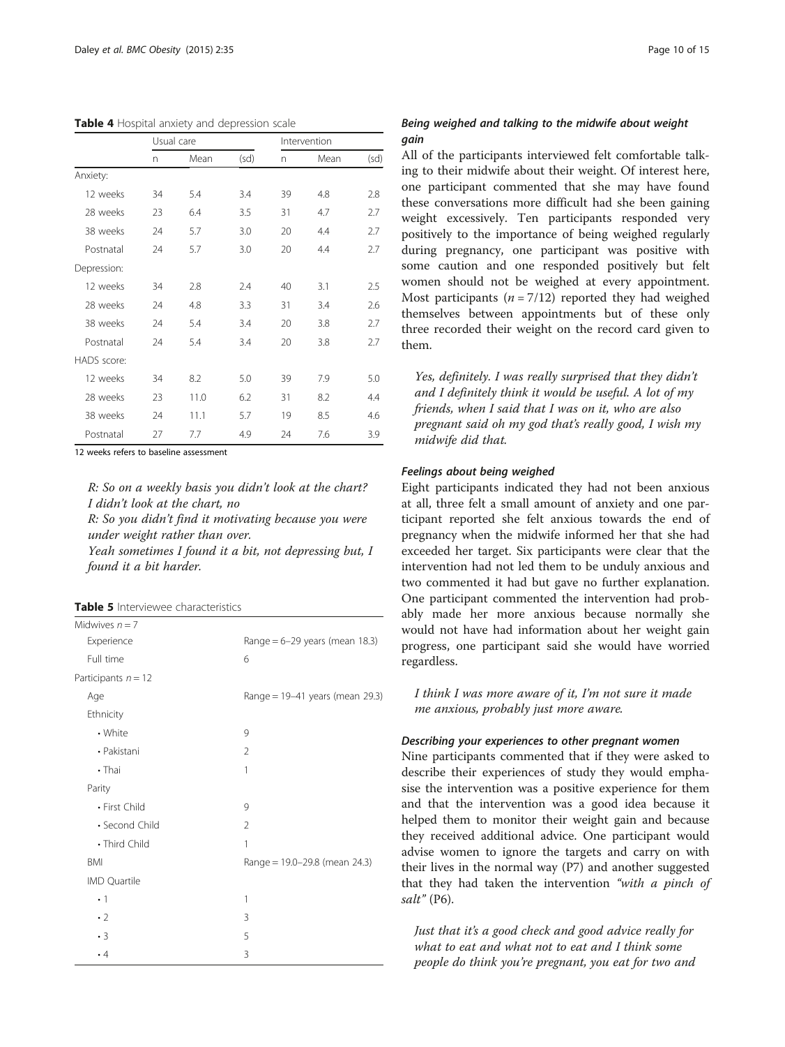**Table 4** Hospital anxiety and depression scale

| | Usual care | | | Intervention | | |
|---|---|---|---|---|---|---|
| | n | Mean | (sd) | n | Mean | (sd) |
| Anxiety: | | | | | | |
| 12 weeks | 34 | 5.4 | 3.4 | 39 | 4.8 | 2.8 |
| 28 weeks | 23 | 6.4 | 3.5 | 31 | 4.7 | 2.7 |
| 38 weeks | 24 | 5.7 | 3.0 | 20 | 4.4 | 2.7 |
| Postnatal | 24 | 5.7 | 3.0 | 20 | 4.4 | 2.7 |
| Depression: | | | | | | |
| 12 weeks | 34 | 2.8 | 2.4 | 40 | 3.1 | 2.5 |
| 28 weeks | 24 | 4.8 | 3.3 | 31 | 3.4 | 2.6 |
| 38 weeks | 24 | 5.4 | 3.4 | 20 | 3.8 | 2.7 |
| Postnatal | 24 | 5.4 | 3.4 | 20 | 3.8 | 2.7 |
| HADS score: | | | | | | |
| 12 weeks | 34 | 8.2 | 5.0 | 39 | 7.9 | 5.0 |
| 28 weeks | 23 | 11.0 | 6.2 | 31 | 8.2 | 4.4 |
| 38 weeks | 24 | 11.1 | 5.7 | 19 | 8.5 | 4.6 |
| Postnatal | 27 | 7.7 | 4.9 | 24 | 7.6 | 3.9 |

12 weeks refers to baseline assessment

*R: So on a weekly basis you didn't look at the chart? I didn't look at the chart, no*

*R: So you didn't find it motivating because you were under weight rather than over.*

*Yeah sometimes I found it a bit, not depressing but, I found it a bit harder.*

**Table 5** Interviewee characteristics

| | |
|---|---|
| Midwives $n = 7$ | |
| Experience | Range = 6–29 years (mean 18.3) |
| Full time | 6 |
| Participants $n = 12$ | |
| Age | Range = 19–41 years (mean 29.3) |
| Ethnicity | |
| • White | 9 |
| • Pakistani | 2 |
| • Thai | 1 |
| Parity | |
| • First Child | 9 |
| • Second Child | 2 |
| • Third Child | 1 |
| BMI | Range = 19.0–29.8 (mean 24.3) |
| IMD Quartile | |
| • 1 | 1 |
| • 2 | 3 |
| • 3 | 5 |
| • 4 | 3 |

#### *Being weighed and talking to the midwife about weight gain*

All of the participants interviewed felt comfortable talking to their midwife about their weight. Of interest here, one participant commented that she may have found these conversations more difficult had she been gaining weight excessively. Ten participants responded very positively to the importance of being weighed regularly during pregnancy, one participant was positive with some caution and one responded positively but felt women should not be weighed at every appointment. Most participants ($n = 7/12$) reported they had weighed themselves between appointments but of these only three recorded their weight on the record card given to them.

*Yes, definitely. I was really surprised that they didn't and I definitely think it would be useful. A lot of my friends, when I said that I was on it, who are also pregnant said oh my god that's really good, I wish my midwife did that.*

#### *Feelings about being weighed*

Eight participants indicated they had not been anxious at all, three felt a small amount of anxiety and one participant reported she felt anxious towards the end of pregnancy when the midwife informed her that she had exceeded her target. Six participants were clear that the intervention had not led them to be unduly anxious and two commented it had but gave no further explanation. One participant commented the intervention had probably made her more anxious because normally she would not have had information about her weight gain progress, one participant said she would have worried regardless.

*I think I was more aware of it, I'm not sure it made me anxious, probably just more aware.*

#### *Describing your experiences to other pregnant women*

Nine participants commented that if they were asked to describe their experiences of study they would emphasise the intervention was a positive experience for them and that the intervention was a good idea because it helped them to monitor their weight gain and because they received additional advice. One participant would advise women to ignore the targets and carry on with their lives in the normal way (P7) and another suggested that they had taken the intervention *"with a pinch of salt"* (P6).

*Just that it's a good check and good advice really for what to eat and what not to eat and I think some people do think you're pregnant, you eat for two and*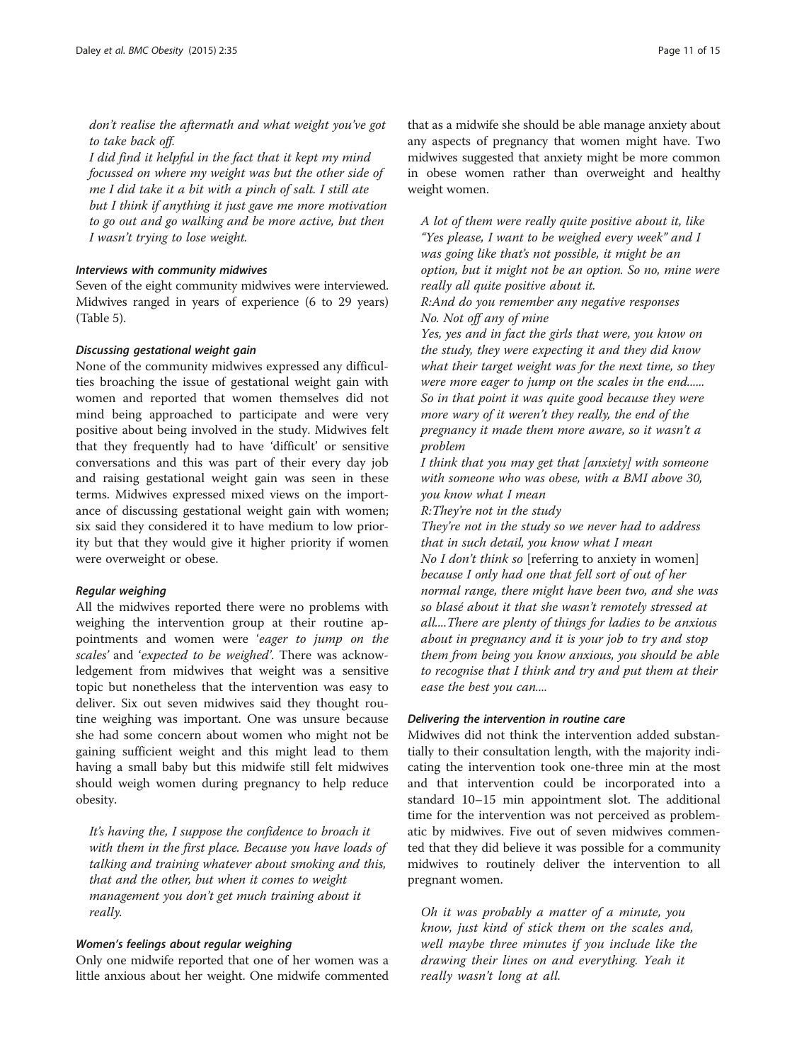*don't realise the aftermath and what weight you've got to take back off.*

*I did find it helpful in the fact that it kept my mind focussed on where my weight was but the other side of me I did take it a bit with a pinch of salt. I still ate but I think if anything it just gave me more motivation to go out and go walking and be more active, but then I wasn't trying to lose weight.*

#### Interviews with community midwives

Seven of the eight community midwives were interviewed. Midwives ranged in years of experience (6 to 29 years) (Table 5).

#### Discussing gestational weight gain

None of the community midwives expressed any difficulties broaching the issue of gestational weight gain with women and reported that women themselves did not mind being approached to participate and were very positive about being involved in the study. Midwives felt that they frequently had to have 'difficult' or sensitive conversations and this was part of their every day job and raising gestational weight gain was seen in these terms. Midwives expressed mixed views on the importance of discussing gestational weight gain with women; six said they considered it to have medium to low priority but that they would give it higher priority if women were overweight or obese.

#### Regular weighing

All the midwives reported there were no problems with weighing the intervention group at their routine appointments and women were '*eager to jump on the scales*' and '*expected to be weighed*'. There was acknowledgement from midwives that weight was a sensitive topic but nonetheless that the intervention was easy to deliver. Six out seven midwives said they thought routine weighing was important. One was unsure because she had some concern about women who might not be gaining sufficient weight and this might lead to them having a small baby but this midwife still felt midwives should weigh women during pregnancy to help reduce obesity.

*It's having the, I suppose the confidence to broach it with them in the first place. Because you have loads of talking and training whatever about smoking and this, that and the other, but when it comes to weight management you don't get much training about it really.*

#### Women's feelings about regular weighing

Only one midwife reported that one of her women was a little anxious about her weight. One midwife commented that as a midwife she should be able manage anxiety about any aspects of pregnancy that women might have. Two midwives suggested that anxiety might be more common in obese women rather than overweight and healthy weight women.

*A lot of them were really quite positive about it, like "Yes please, I want to be weighed every week" and I was going like that's not possible, it might be an option, but it might not be an option. So no, mine were really all quite positive about it.*

*R:And do you remember any negative responses*

*No. Not off any of mine*

*Yes, yes and in fact the girls that were, you know on the study, they were expecting it and they did know what their target weight was for the next time, so they were more eager to jump on the scales in the end...... So in that point it was quite good because they were more wary of it weren't they really, the end of the pregnancy it made them more aware, so it wasn't a problem*

*I think that you may get that [anxiety] with someone with someone who was obese, with a BMI above 30, you know what I mean*

*R:They're not in the study*

*They're not in the study so we never had to address that in such detail, you know what I mean*

*No I don't think so* [referring to anxiety in women] *because I only had one that fell sort of out of her normal range, there might have been two, and she was so blasé about it that she wasn't remotely stressed at all....There are plenty of things for ladies to be anxious about in pregnancy and it is your job to try and stop them from being you know anxious, you should be able to recognise that I think and try and put them at their ease the best you can....*

#### Delivering the intervention in routine care

Midwives did not think the intervention added substantially to their consultation length, with the majority indicating the intervention took one-three min at the most and that intervention could be incorporated into a standard 10–15 min appointment slot. The additional time for the intervention was not perceived as problematic by midwives. Five out of seven midwives commented that they did believe it was possible for a community midwives to routinely deliver the intervention to all pregnant women.

*Oh it was probably a matter of a minute, you know, just kind of stick them on the scales and, well maybe three minutes if you include like the drawing their lines on and everything. Yeah it really wasn't long at all.*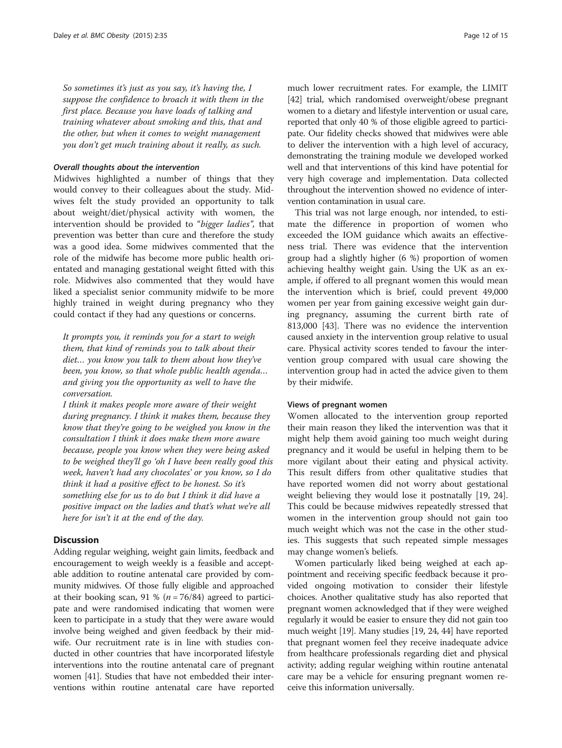*So sometimes it's just as you say, it's having the, I suppose the confidence to broach it with them in the first place. Because you have loads of talking and training whatever about smoking and this, that and the other, but when it comes to weight management you don't get much training about it really, as such.*

#### *Overall thoughts about the intervention*

Midwives highlighted a number of things that they would convey to their colleagues about the study. Midwives felt the study provided an opportunity to talk about weight/diet/physical activity with women, the intervention should be provided to "*bigger ladies*", that prevention was better than cure and therefore the study was a good idea. Some midwives commented that the role of the midwife has become more public health orientated and managing gestational weight fitted with this role. Midwives also commented that they would have liked a specialist senior community midwife to be more highly trained in weight during pregnancy who they could contact if they had any questions or concerns.

*It prompts you, it reminds you for a start to weigh them, that kind of reminds you to talk about their diet… you know you talk to them about how they've been, you know, so that whole public health agenda… and giving you the opportunity as well to have the conversation.*

*I think it makes people more aware of their weight during pregnancy. I think it makes them, because they know that they're going to be weighed you know in the consultation I think it does make them more aware because, people you know when they were being asked to be weighed they'll go 'oh I have been really good this week, haven't had any chocolates' or you know, so I do think it had a positive effect to be honest. So it's something else for us to do but I think it did have a positive impact on the ladies and that's what we're all here for isn't it at the end of the day.*

## Discussion

Adding regular weighing, weight gain limits, feedback and encouragement to weigh weekly is a feasible and acceptable addition to routine antenatal care provided by community midwives. Of those fully eligible and approached at their booking scan, 91 % ($n = 76/84$) agreed to participate and were randomised indicating that women were keen to participate in a study that they were aware would involve being weighed and given feedback by their midwife. Our recruitment rate is in line with studies conducted in other countries that have incorporated lifestyle interventions into the routine antenatal care of pregnant women [41]. Studies that have not embedded their interventions within routine antenatal care have reported much lower recruitment rates. For example, the LIMIT [42] trial, which randomised overweight/obese pregnant women to a dietary and lifestyle intervention or usual care, reported that only 40 % of those eligible agreed to participate. Our fidelity checks showed that midwives were able to deliver the intervention with a high level of accuracy, demonstrating the training module we developed worked well and that interventions of this kind have potential for very high coverage and implementation. Data collected throughout the intervention showed no evidence of intervention contamination in usual care.

This trial was not large enough, nor intended, to estimate the difference in proportion of women who exceeded the IOM guidance which awaits an effectiveness trial. There was evidence that the intervention group had a slightly higher (6 %) proportion of women achieving healthy weight gain. Using the UK as an example, if offered to all pregnant women this would mean the intervention which is brief, could prevent 49,000 women per year from gaining excessive weight gain during pregnancy, assuming the current birth rate of 813,000 [43]. There was no evidence the intervention caused anxiety in the intervention group relative to usual care. Physical activity scores tended to favour the intervention group compared with usual care showing the intervention group had in acted the advice given to them by their midwife.

### Views of pregnant women

Women allocated to the intervention group reported their main reason they liked the intervention was that it might help them avoid gaining too much weight during pregnancy and it would be useful in helping them to be more vigilant about their eating and physical activity. This result differs from other qualitative studies that have reported women did not worry about gestational weight believing they would lose it postnatally [19, 24]. This could be because midwives repeatedly stressed that women in the intervention group should not gain too much weight which was not the case in the other studies. This suggests that such repeated simple messages may change women's beliefs.

Women particularly liked being weighed at each appointment and receiving specific feedback because it provided ongoing motivation to consider their lifestyle choices. Another qualitative study has also reported that pregnant women acknowledged that if they were weighed regularly it would be easier to ensure they did not gain too much weight [19]. Many studies [19, 24, 44] have reported that pregnant women feel they receive inadequate advice from healthcare professionals regarding diet and physical activity; adding regular weighing within routine antenatal care may be a vehicle for ensuring pregnant women receive this information universally.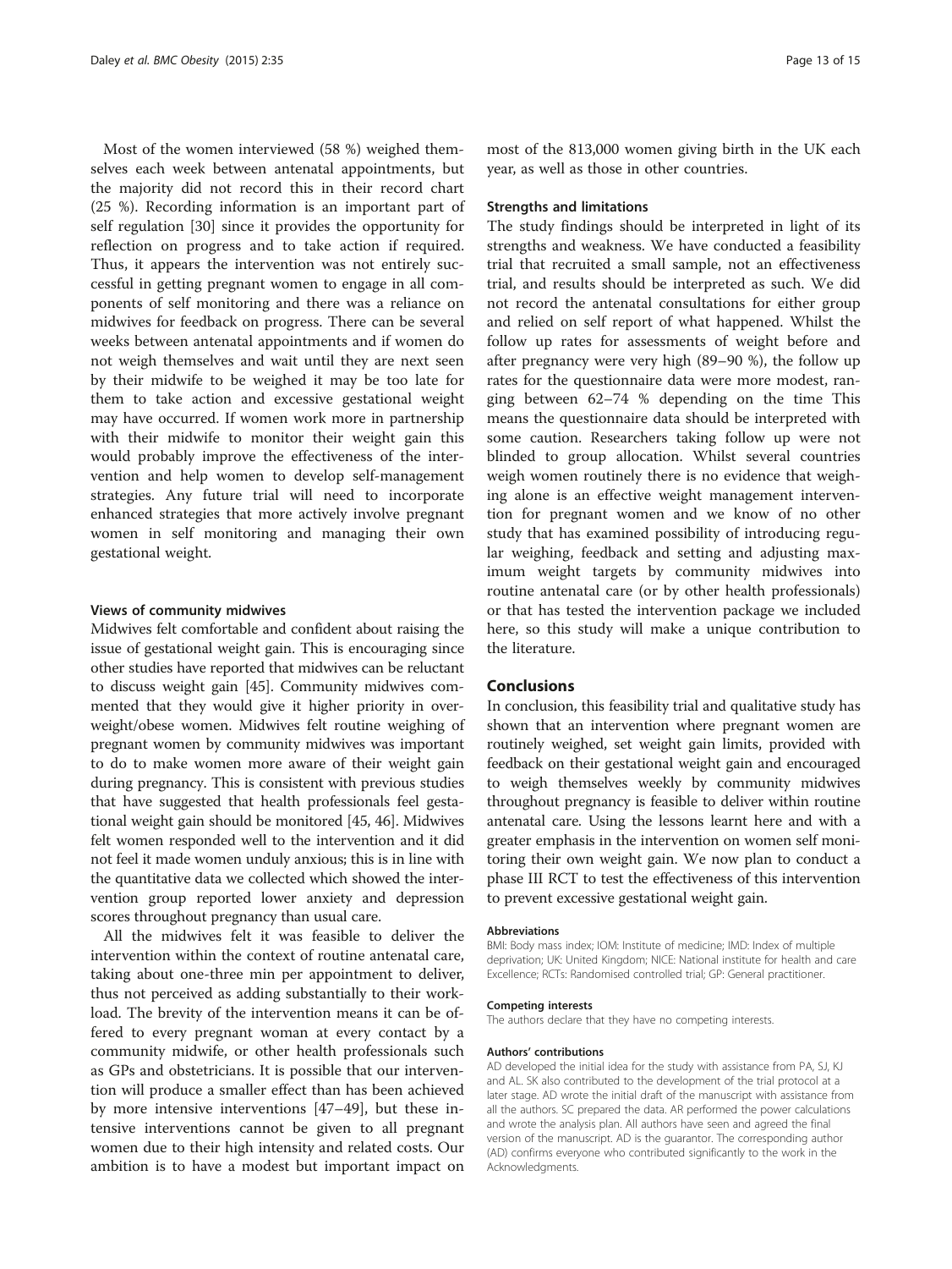Most of the women interviewed (58 %) weighed themselves each week between antenatal appointments, but the majority did not record this in their record chart (25 %). Recording information is an important part of self regulation [30] since it provides the opportunity for reflection on progress and to take action if required. Thus, it appears the intervention was not entirely successful in getting pregnant women to engage in all components of self monitoring and there was a reliance on midwives for feedback on progress. There can be several weeks between antenatal appointments and if women do not weigh themselves and wait until they are next seen by their midwife to be weighed it may be too late for them to take action and excessive gestational weight may have occurred. If women work more in partnership with their midwife to monitor their weight gain this would probably improve the effectiveness of the intervention and help women to develop self-management strategies. Any future trial will need to incorporate enhanced strategies that more actively involve pregnant women in self monitoring and managing their own gestational weight.

#### Views of community midwives

Midwives felt comfortable and confident about raising the issue of gestational weight gain. This is encouraging since other studies have reported that midwives can be reluctant to discuss weight gain [45]. Community midwives commented that they would give it higher priority in overweight/obese women. Midwives felt routine weighing of pregnant women by community midwives was important to do to make women more aware of their weight gain during pregnancy. This is consistent with previous studies that have suggested that health professionals feel gestational weight gain should be monitored [45, 46]. Midwives felt women responded well to the intervention and it did not feel it made women unduly anxious; this is in line with the quantitative data we collected which showed the intervention group reported lower anxiety and depression scores throughout pregnancy than usual care.

All the midwives felt it was feasible to deliver the intervention within the context of routine antenatal care, taking about one-three min per appointment to deliver, thus not perceived as adding substantially to their workload. The brevity of the intervention means it can be offered to every pregnant woman at every contact by a community midwife, or other health professionals such as GPs and obstetricians. It is possible that our intervention will produce a smaller effect than has been achieved by more intensive interventions [47–49], but these intensive interventions cannot be given to all pregnant women due to their high intensity and related costs. Our ambition is to have a modest but important impact on most of the 813,000 women giving birth in the UK each year, as well as those in other countries.

#### Strengths and limitations

The study findings should be interpreted in light of its strengths and weakness. We have conducted a feasibility trial that recruited a small sample, not an effectiveness trial, and results should be interpreted as such. We did not record the antenatal consultations for either group and relied on self report of what happened. Whilst the follow up rates for assessments of weight before and after pregnancy were very high (89–90 %), the follow up rates for the questionnaire data were more modest, ranging between 62–74 % depending on the time This means the questionnaire data should be interpreted with some caution. Researchers taking follow up were not blinded to group allocation. Whilst several countries weigh women routinely there is no evidence that weighing alone is an effective weight management intervention for pregnant women and we know of no other study that has examined possibility of introducing regular weighing, feedback and setting and adjusting maximum weight targets by community midwives into routine antenatal care (or by other health professionals) or that has tested the intervention package we included here, so this study will make a unique contribution to the literature.

## Conclusions

In conclusion, this feasibility trial and qualitative study has shown that an intervention where pregnant women are routinely weighed, set weight gain limits, provided with feedback on their gestational weight gain and encouraged to weigh themselves weekly by community midwives throughout pregnancy is feasible to deliver within routine antenatal care. Using the lessons learnt here and with a greater emphasis in the intervention on women self monitoring their own weight gain. We now plan to conduct a phase III RCT to test the effectiveness of this intervention to prevent excessive gestational weight gain.

#### Abbreviations

BMI: Body mass index; IOM: Institute of medicine; IMD: Index of multiple deprivation; UK: United Kingdom; NICE: National institute for health and care Excellence; RCTs: Randomised controlled trial; GP: General practitioner.

#### Competing interests

The authors declare that they have no competing interests.

#### Authors' contributions

AD developed the initial idea for the study with assistance from PA, SJ, KJ and AL. SK also contributed to the development of the trial protocol at a later stage. AD wrote the initial draft of the manuscript with assistance from all the authors. SC prepared the data. AR performed the power calculations and wrote the analysis plan. All authors have seen and agreed the final version of the manuscript. AD is the guarantor. The corresponding author (AD) confirms everyone who contributed significantly to the work in the Acknowledgments.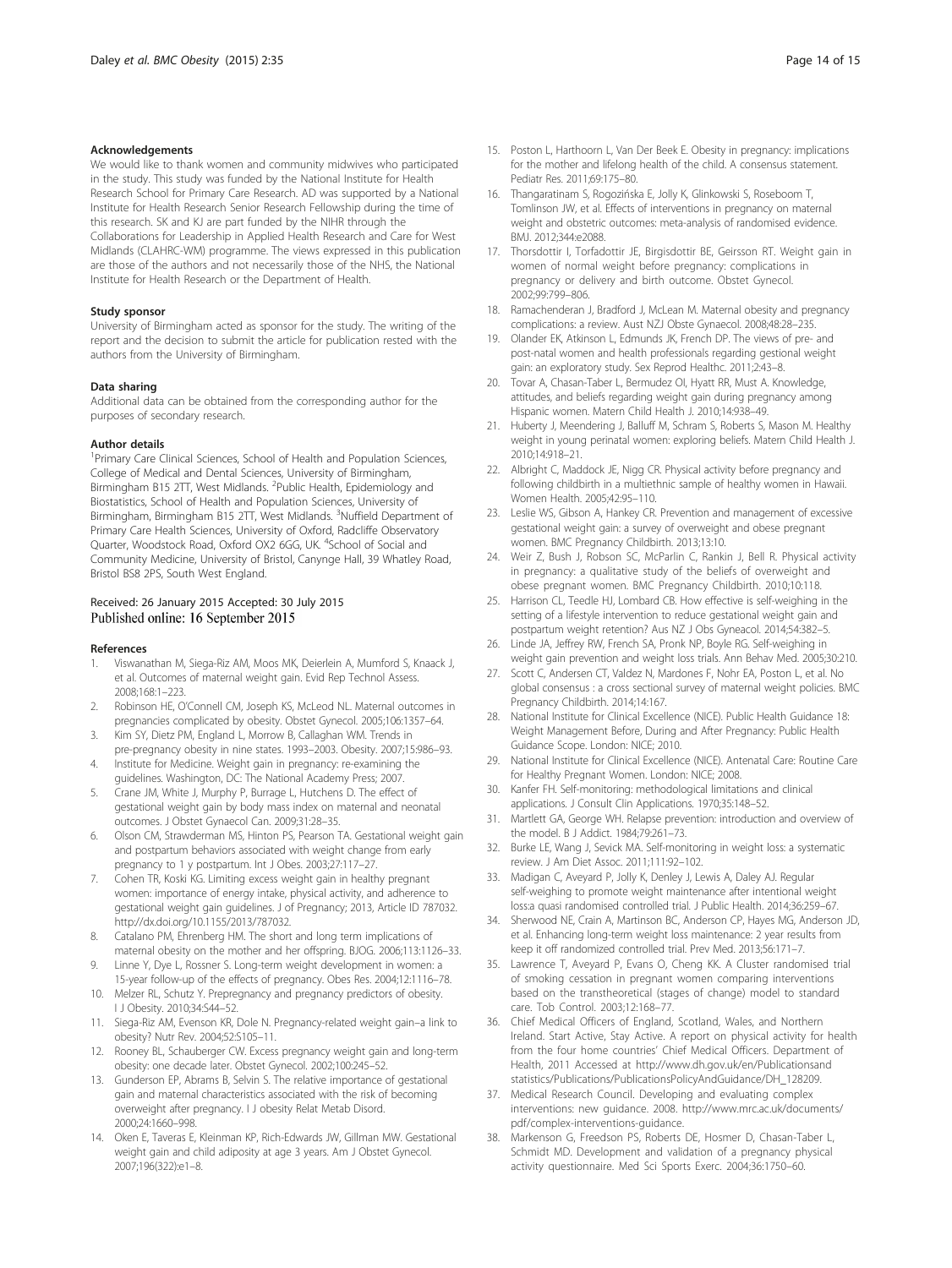### Acknowledgements

We would like to thank women and community midwives who participated in the study. This study was funded by the National Institute for Health Research School for Primary Care Research. AD was supported by a National Institute for Health Research Senior Research Fellowship during the time of this research. SK and KJ are part funded by the NIHR through the Collaborations for Leadership in Applied Health Research and Care for West Midlands (CLAHRC-WM) programme. The views expressed in this publication are those of the authors and not necessarily those of the NHS, the National Institute for Health Research or the Department of Health.

### Study sponsor

University of Birmingham acted as sponsor for the study. The writing of the report and the decision to submit the article for publication rested with the authors from the University of Birmingham.

### Data sharing

Additional data can be obtained from the corresponding author for the purposes of secondary research.

### Author details

[1]Primary Care Clinical Sciences, School of Health and Population Sciences, College of Medical and Dental Sciences, University of Birmingham, Birmingham B15 2TT, West Midlands. [2]Public Health, Epidemiology and Biostatistics, School of Health and Population Sciences, University of Birmingham, Birmingham B15 2TT, West Midlands. [3]Nuffield Department of Primary Care Health Sciences, University of Oxford, Radcliffe Observatory Quarter, Woodstock Road, Oxford OX2 6GG, UK. [4]School of Social and Community Medicine, University of Bristol, Canynge Hall, 39 Whatley Road, Bristol BS8 2PS, South West England.

Received: 26 January 2015 Accepted: 30 July 2015
Published online: 16 September 2015

### References

1. Viswanathan M, Siega-Riz AM, Moos MK, Deierlein A, Mumford S, Knaack J, et al. Outcomes of maternal weight gain. Evid Rep Technol Assess. 2008;168:1–223.
2. Robinson HE, O'Connell CM, Joseph KS, McLeod NL. Maternal outcomes in pregnancies complicated by obesity. Obstet Gynecol. 2005;106:1357–64.
3. Kim SY, Dietz PM, England L, Morrow B, Callaghan WM. Trends in pre-pregnancy obesity in nine states. 1993–2003. Obesity. 2007;15:986–93.
4. Institute for Medicine. Weight gain in pregnancy: re-examining the guidelines. Washington, DC: The National Academy Press; 2007.
5. Crane JM, White J, Murphy P, Burrage L, Hutchens D. The effect of gestational weight gain by body mass index on maternal and neonatal outcomes. J Obstet Gynaecol Can. 2009;31:28–35.
6. Olson CM, Strawderman MS, Hinton PS, Pearson TA. Gestational weight gain and postpartum behaviors associated with weight change from early pregnancy to 1 y postpartum. Int J Obes. 2003;27:117–27.
7. Cohen TR, Koski KG. Limiting excess weight gain in healthy pregnant women: importance of energy intake, physical activity, and adherence to gestational weight gain guidelines. J of Pregnancy; 2013, Article ID 787032. http://dx.doi.org/10.1155/2013/787032.
8. Catalano PM, Ehrenberg HM. The short and long term implications of maternal obesity on the mother and her offspring. BJOG. 2006;113:1126–33.
9. Linne Y, Dye L, Rossner S. Long-term weight development in women: a 15-year follow-up of the effects of pregnancy. Obes Res. 2004;12:1116–78.
10. Melzer RL, Schutz Y. Prepregnancy and pregnancy predictors of obesity. I J Obesity. 2010;34:S44–52.
11. Siega-Riz AM, Evenson KR, Dole N. Pregnancy-related weight gain–a link to obesity? Nutr Rev. 2004;52:S105–11.
12. Rooney BL, Schauberger CW. Excess pregnancy weight gain and long-term obesity: one decade later. Obstet Gynecol. 2002;100:245–52.
13. Gunderson EP, Abrams B, Selvin S. The relative importance of gestational gain and maternal characteristics associated with the risk of becoming overweight after pregnancy. I J obesity Relat Metab Disord. 2000;24:1660–998.
14. Oken E, Taveras E, Kleinman KP, Rich-Edwards JW, Gillman MW. Gestational weight gain and child adiposity at age 3 years. Am J Obstet Gynecol. 2007;196(322):e1–8.
15. Poston L, Harthoorn L, Van Der Beek E. Obesity in pregnancy: implications for the mother and lifelong health of the child. A consensus statement. Pediatr Res. 2011;69:175–80.
16. Thangaratinam S, Rogozińska E, Jolly K, Glinkowski S, Roseboom T, Tomlinson JW, et al. Effects of interventions in pregnancy on maternal weight and obstetric outcomes: meta-analysis of randomised evidence. BMJ. 2012;344:e2088.
17. Thorsdottir I, Torfadottir JE, Birgisdottir BE, Geirsson RT. Weight gain in women of normal weight before pregnancy: complications in pregnancy or delivery and birth outcome. Obstet Gynecol. 2002;99:799–806.
18. Ramachenderan J, Bradford J, McLean M. Maternal obesity and pregnancy complications: a review. Aust NZJ Obste Gynaecol. 2008;48:28–235.
19. Olander EK, Atkinson L, Edmunds JK, French DP. The views of pre- and post-natal women and health professionals regarding gestional weight gain: an exploratory study. Sex Reprod Healthc. 2011;2:43–8.
20. Tovar A, Chasan-Taber L, Bermudez OI, Hyatt RR, Must A. Knowledge, attitudes, and beliefs regarding weight gain during pregnancy among Hispanic women. Matern Child Health J. 2010;14:938–49.
21. Huberty J, Meendering J, Balluff M, Schram S, Roberts S, Mason M. Healthy weight in young perinatal women: exploring beliefs. Matern Child Health J. 2010;14:918–21.
22. Albright C, Maddock JE, Nigg CR. Physical activity before pregnancy and following childbirth in a multiethnic sample of healthy women in Hawaii. Women Health. 2005;42:95–110.
23. Leslie WS, Gibson A, Hankey CR. Prevention and management of excessive gestational weight gain: a survey of overweight and obese pregnant women. BMC Pregnancy Childbirth. 2013;13:10.
24. Weir Z, Bush J, Robson SC, McParlin C, Rankin J, Bell R. Physical activity in pregnancy: a qualitative study of the beliefs of overweight and obese pregnant women. BMC Pregnancy Childbirth. 2010;10:118.
25. Harrison CL, Teedle HJ, Lombard CB. How effective is self-weighing in the setting of a lifestyle intervention to reduce gestational weight gain and postpartum weight retention? Aus NZ J Obs Gyneacol. 2014;54:382–5.
26. Linde JA, Jeffrey RW, French SA, Pronk NP, Boyle RG. Self-weighing in weight gain prevention and weight loss trials. Ann Behav Med. 2005;30:210.
27. Scott C, Andersen CT, Valdez N, Mardones F, Nohr EA, Poston L, et al. No global consensus : a cross sectional survey of maternal weight policies. BMC Pregnancy Childbirth. 2014;14:167.
28. National Institute for Clinical Excellence (NICE). Public Health Guidance 18: Weight Management Before, During and After Pregnancy: Public Health Guidance Scope. London: NICE; 2010.
29. National Institute for Clinical Excellence (NICE). Antenatal Care: Routine Care for Healthy Pregnant Women. London: NICE; 2008.
30. Kanfer FH. Self-monitoring: methodological limitations and clinical applications. J Consult Clin Applications. 1970;35:148–52.
31. Martlett GA, George WH. Relapse prevention: introduction and overview of the model. B J Addict. 1984;79:261–73.
32. Burke LE, Wang J, Sevick MA. Self-monitoring in weight loss: a systematic review. J Am Diet Assoc. 2011;111:92–102.
33. Madigan C, Aveyard P, Jolly K, Denley J, Lewis A, Daley AJ. Regular self-weighing to promote weight maintenance after intentional weight loss:a quasi randomised controlled trial. J Public Health. 2014;36:259–67.
34. Sherwood NE, Crain A, Martinson BC, Anderson CP, Hayes MG, Anderson JD, et al. Enhancing long-term weight loss maintenance: 2 year results from keep it off randomized controlled trial. Prev Med. 2013;56:171–7.
35. Lawrence T, Aveyard P, Evans O, Cheng KK. A Cluster randomised trial of smoking cessation in pregnant women comparing interventions based on the transtheoretical (stages of change) model to standard care. Tob Control. 2003;12:168–77.
36. Chief Medical Officers of England, Scotland, Wales, and Northern Ireland. Start Active, Stay Active. A report on physical activity for health from the four home countries' Chief Medical Officers. Department of Health, 2011 Accessed at http://www.dh.gov.uk/en/Publicationsand statistics/Publications/PublicationsPolicyAndGuidance/DH_128209.
37. Medical Research Council. Developing and evaluating complex interventions: new guidance. 2008. http://www.mrc.ac.uk/documents/pdf/complex-interventions-guidance.
38. Markenson G, Freedson PS, Roberts DE, Hosmer D, Chasan-Taber L, Schmidt MD. Development and validation of a pregnancy physical activity questionnaire. Med Sci Sports Exerc. 2004;36:1750–60.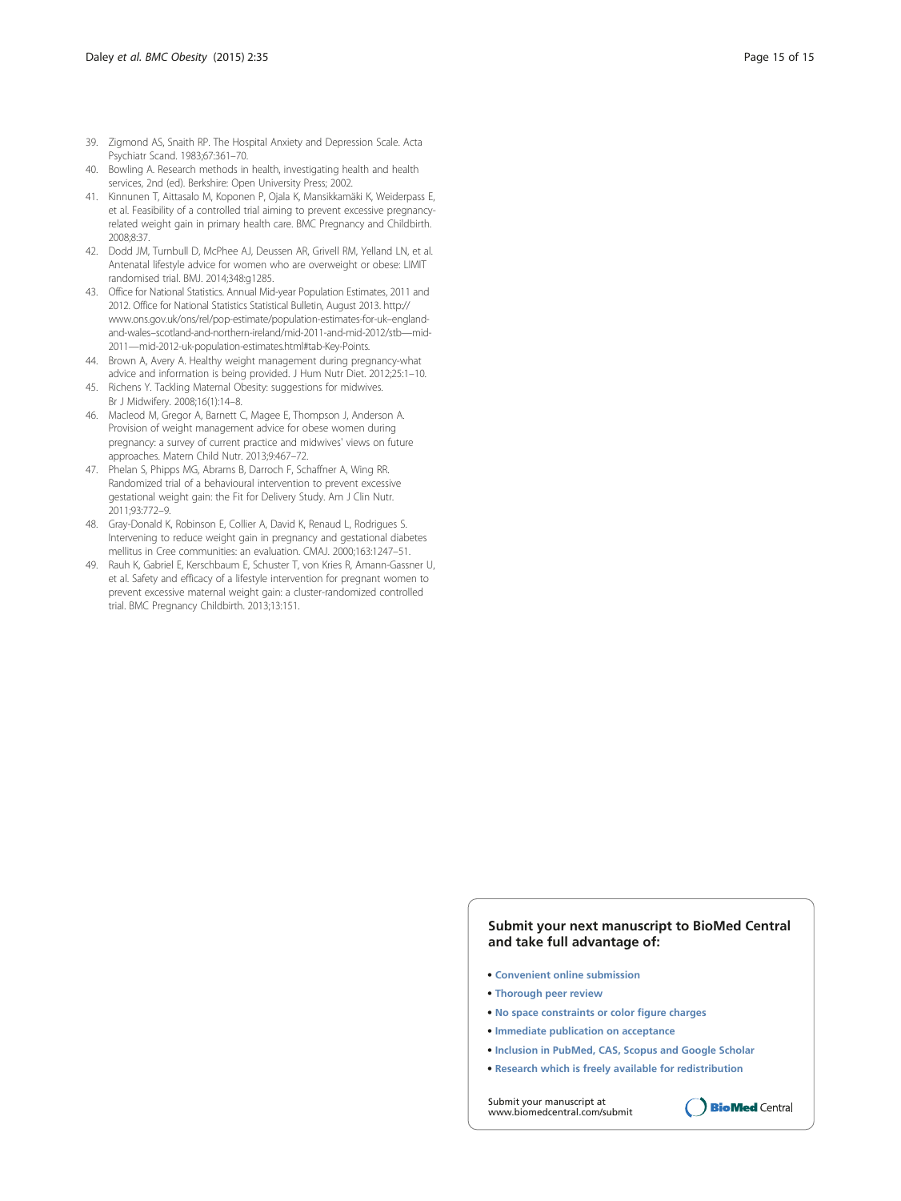39. Zigmond AS, Snaith RP. The Hospital Anxiety and Depression Scale. Acta Psychiatr Scand. 1983;67:361–70.
40. Bowling A. Research methods in health, investigating health and health services, 2nd (ed). Berkshire: Open University Press; 2002.
41. Kinnunen T, Aittasalo M, Koponen P, Ojala K, Mansikkamäki K, Weiderpass E, et al. Feasibility of a controlled trial aiming to prevent excessive pregnancy-related weight gain in primary health care. BMC Pregnancy and Childbirth. 2008;8:37.
42. Dodd JM, Turnbull D, McPhee AJ, Deussen AR, Grivell RM, Yelland LN, et al. Antenatal lifestyle advice for women who are overweight or obese: LIMIT randomised trial. BMJ. 2014;348:g1285.
43. Office for National Statistics. Annual Mid-year Population Estimates, 2011 and 2012. Office for National Statistics Statistical Bulletin, August 2013. http://www.ons.gov.uk/ons/rel/pop-estimate/population-estimates-for-uk–england-and-wales–scotland-and-northern-ireland/mid-2011-and-mid-2012/stb—mid-2011—mid-2012-uk-population-estimates.html#tab-Key-Points.
44. Brown A, Avery A. Healthy weight management during pregnancy-what advice and information is being provided. J Hum Nutr Diet. 2012;25:1–10.
45. Richens Y. Tackling Maternal Obesity: suggestions for midwives. Br J Midwifery. 2008;16(1):14–8.
46. Macleod M, Gregor A, Barnett C, Magee E, Thompson J, Anderson A. Provision of weight management advice for obese women during pregnancy: a survey of current practice and midwives' views on future approaches. Matern Child Nutr. 2013;9:467–72.
47. Phelan S, Phipps MG, Abrams B, Darroch F, Schaffner A, Wing RR. Randomized trial of a behavioural intervention to prevent excessive gestational weight gain: the Fit for Delivery Study. Am J Clin Nutr. 2011;93:772–9.
48. Gray-Donald K, Robinson E, Collier A, David K, Renaud L, Rodrigues S. Intervening to reduce weight gain in pregnancy and gestational diabetes mellitus in Cree communities: an evaluation. CMAJ. 2000;163:1247–51.
49. Rauh K, Gabriel E, Kerschbaum E, Schuster T, von Kries R, Amann-Gassner U, et al. Safety and efficacy of a lifestyle intervention for pregnant women to prevent excessive maternal weight gain: a cluster-randomized controlled trial. BMC Pregnancy Childbirth. 2013;13:151.

**Submit your next manuscript to BioMed Central and take full advantage of:**

- **Convenient online submission**
- **Thorough peer review**
- **No space constraints or color figure charges**
- **Immediate publication on acceptance**
- **Inclusion in PubMed, CAS, Scopus and Google Scholar**
- **Research which is freely available for redistribution**

Submit your manuscript at
www.biomedcentral.com/submit

BioMed Central